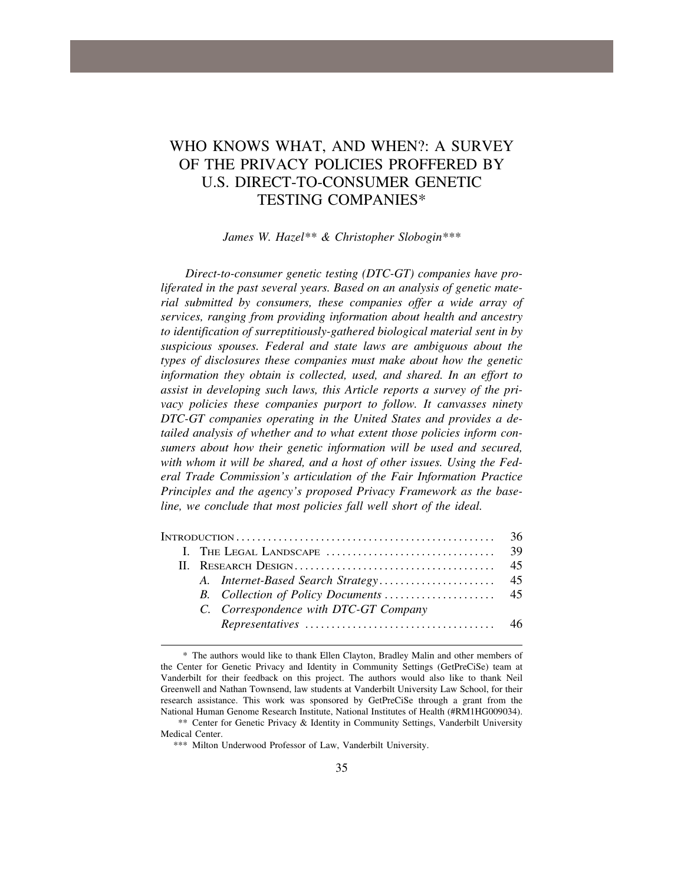# WHO KNOWS WHAT, AND WHEN?: A SURVEY OF THE PRIVACY POLICIES PROFFERED BY U.S. DIRECT-TO-CONSUMER GENETIC TESTING COMPANIES*

*James W. Hazel*** & Christopher Slobogin****

*Direct-to-consumer genetic testing (DTC-GT) companies have proliferated in the past several years. Based on an analysis of genetic material submitted by consumers, these companies offer a wide array of services, ranging from providing information about health and ancestry to identification of surreptitiously-gathered biological material sent in by suspicious spouses. Federal and state laws are ambiguous about the types of disclosures these companies must make about how the genetic information they obtain is collected, used, and shared. In an effort to assist in developing such laws, this Article reports a survey of the privacy policies these companies purport to follow. It canvasses ninety DTC-GT companies operating in the United States and provides a detailed analysis of whether and to what extent those policies inform consumers about how their genetic information will be used and secured, with whom it will be shared, and a host of other issues. Using the Federal Trade Commission's articulation of the Fair Information Practice Principles and the agency's proposed Privacy Framework as the baseline, we conclude that most policies fall well short of the ideal.*

| | |
|---|---|
| INTRODUCTION | 36 |
| I. THE LEGAL LANDSCAPE | 39 |
| II. RESEARCH DESIGN | 45 |
| *A. Internet-Based Search Strategy* | 45 |
| *B. Collection of Policy Documents* | 45 |
| *C. Correspondence with DTC-GT Company Representatives* | 46 |

\* The authors would like to thank Ellen Clayton, Bradley Malin and other members of the Center for Genetic Privacy and Identity in Community Settings (GetPreCiSe) team at Vanderbilt for their feedback on this project. The authors would also like to thank Neil Greenwell and Nathan Townsend, law students at Vanderbilt University Law School, for their research assistance. This work was sponsored by GetPreCiSe through a grant from the National Human Genome Research Institute, National Institutes of Health (#RM1HG009034).

\** Center for Genetic Privacy & Identity in Community Settings, Vanderbilt University Medical Center.

\*** Milton Underwood Professor of Law, Vanderbilt University.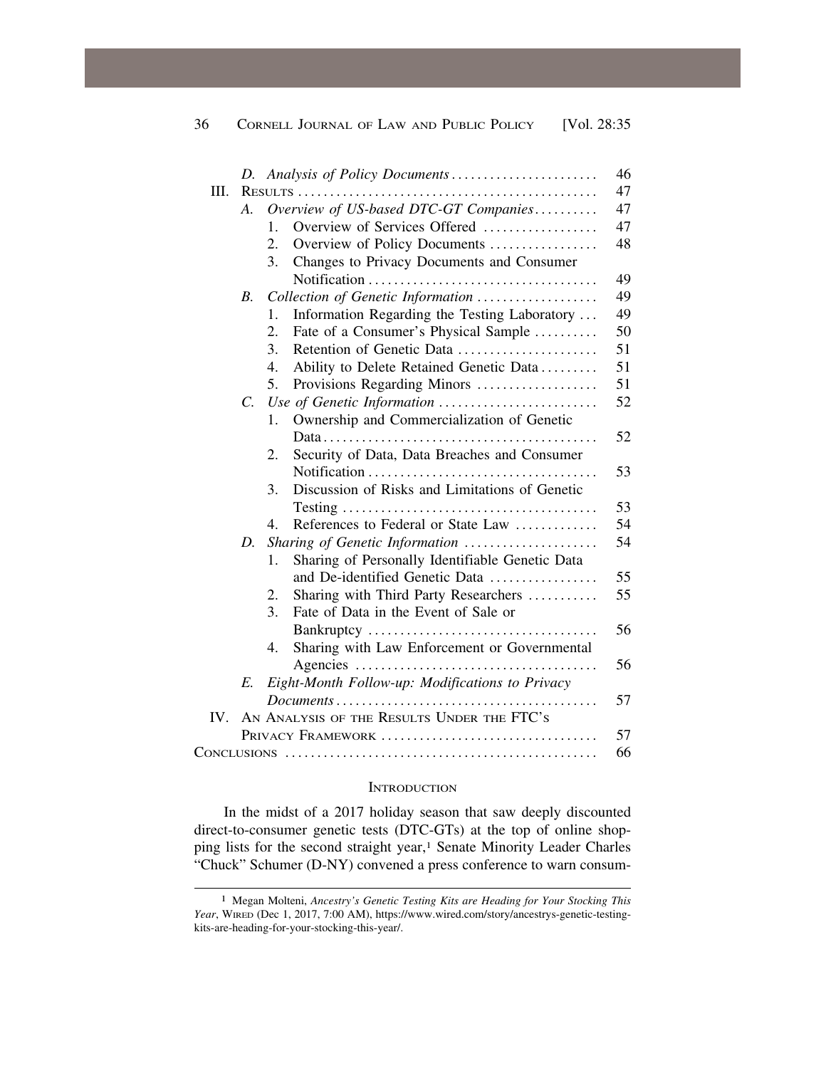D. *Analysis of Policy Documents* ....................... 46

III. RESULTS ............................................... 47

- A. *Overview of US-based DTC-GT Companies* .......... 47
  1. Overview of Services Offered .................. 47
  2. Overview of Policy Documents .................. 48
  3. Changes to Privacy Documents and Consumer Notification .................................... 49
- B. *Collection of Genetic Information* ................... 49
  1. Information Regarding the Testing Laboratory ... 49
  2. Fate of a Consumer's Physical Sample .......... 50
  3. Retention of Genetic Data ...................... 51
  4. Ability to Delete Retained Genetic Data ......... 51
  5. Provisions Regarding Minors ................... 51
- C. *Use of Genetic Information* ......................... 52
  1. Ownership and Commercialization of Genetic Data ........................................... 52
  2. Security of Data, Data Breaches and Consumer Notification .................................... 53
  3. Discussion of Risks and Limitations of Genetic Testing ........................................ 53
  4. References to Federal or State Law ............. 54
- D. *Sharing of Genetic Information* ..................... 54
  1. Sharing of Personally Identifiable Genetic Data and De-identified Genetic Data ................. 55
  2. Sharing with Third Party Researchers ........... 55
  3. Fate of Data in the Event of Sale or Bankruptcy .................................... 56
  4. Sharing with Law Enforcement or Governmental Agencies ...................................... 56
- E. *Eight-Month Follow-up: Modifications to Privacy Documents* ......................................... 57

IV. AN ANALYSIS OF THE RESULTS UNDER THE FTC'S PRIVACY FRAMEWORK .................................. 57

CONCLUSIONS ................................................ 66

## INTRODUCTION

In the midst of a 2017 holiday season that saw deeply discounted direct-to-consumer genetic tests (DTC-GTs) at the top of online shopping lists for the second straight year,[1] Senate Minority Leader Charles "Chuck" Schumer (D-NY) convened a press conference to warn consum-

---

[1] Megan Molteni, *Ancestry's Genetic Testing Kits are Heading for Your Stocking This Year*, WIRED (Dec 1, 2017, 7:00 AM), https://www.wired.com/story/ancestrys-genetic-testing-kits-are-heading-for-your-stocking-this-year/.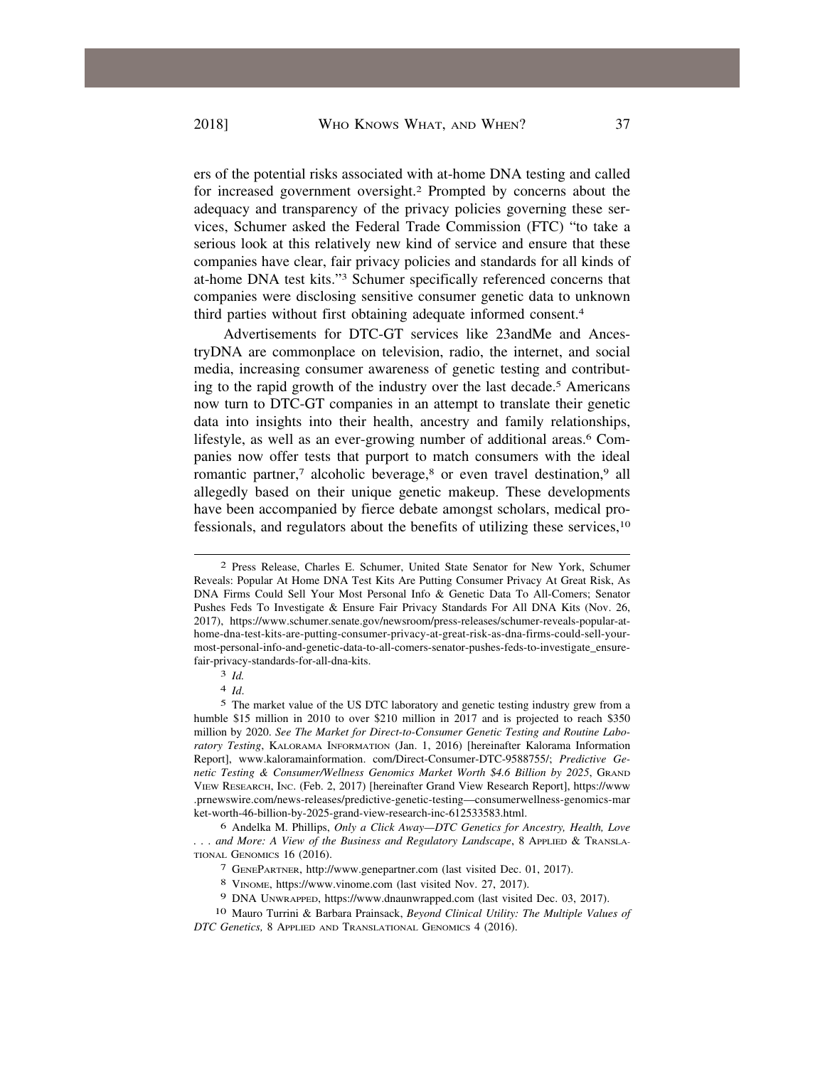ers of the potential risks associated with at-home DNA testing and called for increased government oversight.[2] Prompted by concerns about the adequacy and transparency of the privacy policies governing these services, Schumer asked the Federal Trade Commission (FTC) "to take a serious look at this relatively new kind of service and ensure that these companies have clear, fair privacy policies and standards for all kinds of at-home DNA test kits."[3] Schumer specifically referenced concerns that companies were disclosing sensitive consumer genetic data to unknown third parties without first obtaining adequate informed consent.[4]

Advertisements for DTC-GT services like 23andMe and AncestryDNA are commonplace on television, radio, the internet, and social media, increasing consumer awareness of genetic testing and contributing to the rapid growth of the industry over the last decade.[5] Americans now turn to DTC-GT companies in an attempt to translate their genetic data into insights into their health, ancestry and family relationships, lifestyle, as well as an ever-growing number of additional areas.[6] Companies now offer tests that purport to match consumers with the ideal romantic partner,[7] alcoholic beverage,[8] or even travel destination,[9] all allegedly based on their unique genetic makeup. These developments have been accompanied by fierce debate amongst scholars, medical professionals, and regulators about the benefits of utilizing these services,[10]

---

[2] Press Release, Charles E. Schumer, United State Senator for New York, Schumer Reveals: Popular At Home DNA Test Kits Are Putting Consumer Privacy At Great Risk, As DNA Firms Could Sell Your Most Personal Info & Genetic Data To All-Comers; Senator Pushes Feds To Investigate & Ensure Fair Privacy Standards For All DNA Kits (Nov. 26, 2017), https://www.schumer.senate.gov/newsroom/press-releases/schumer-reveals-popular-at-home-dna-test-kits-are-putting-consumer-privacy-at-great-risk-as-dna-firms-could-sell-your-most-personal-info-and-genetic-data-to-all-comers-senator-pushes-feds-to-investigate_ensure-fair-privacy-standards-for-all-dna-kits.

[3] *Id.*

[4] *Id*.

[5] The market value of the US DTC laboratory and genetic testing industry grew from a humble $15 million in 2010 to over $210 million in 2017 and is projected to reach $350 million by 2020. *See The Market for Direct-to-Consumer Genetic Testing and Routine Laboratory Testing*, KALORAMA INFORMATION (Jan. 1, 2016) [hereinafter Kalorama Information Report], www.kaloramainformation. com/Direct-Consumer-DTC-9588755/; *Predictive Genetic Testing & Consumer/Wellness Genomics Market Worth $4.6 Billion by 2025*, GRAND VIEW RESEARCH, INC. (Feb. 2, 2017) [hereinafter Grand View Research Report], https://www.prnewswire.com/news-releases/predictive-genetic-testing—consumerwellness-genomics-market-worth-46-billion-by-2025-grand-view-research-inc-612533583.html.

[6] Andelka M. Phillips, *Only a Click Away—DTC Genetics for Ancestry, Health, Love . . . and More: A View of the Business and Regulatory Landscape*, 8 APPLIED & TRANSLATIONAL GENOMICS 16 (2016).

[7] GENEPARTNER, http://www.genepartner.com (last visited Dec. 01, 2017).

[8] VINOME, https://www.vinome.com (last visited Nov. 27, 2017).

[9] DNA UNWRAPPED, https://www.dnaunwrapped.com (last visited Dec. 03, 2017).

[10] Mauro Turrini & Barbara Prainsack, *Beyond Clinical Utility: The Multiple Values of DTC Genetics,* 8 APPLIED AND TRANSLATIONAL GENOMICS 4 (2016).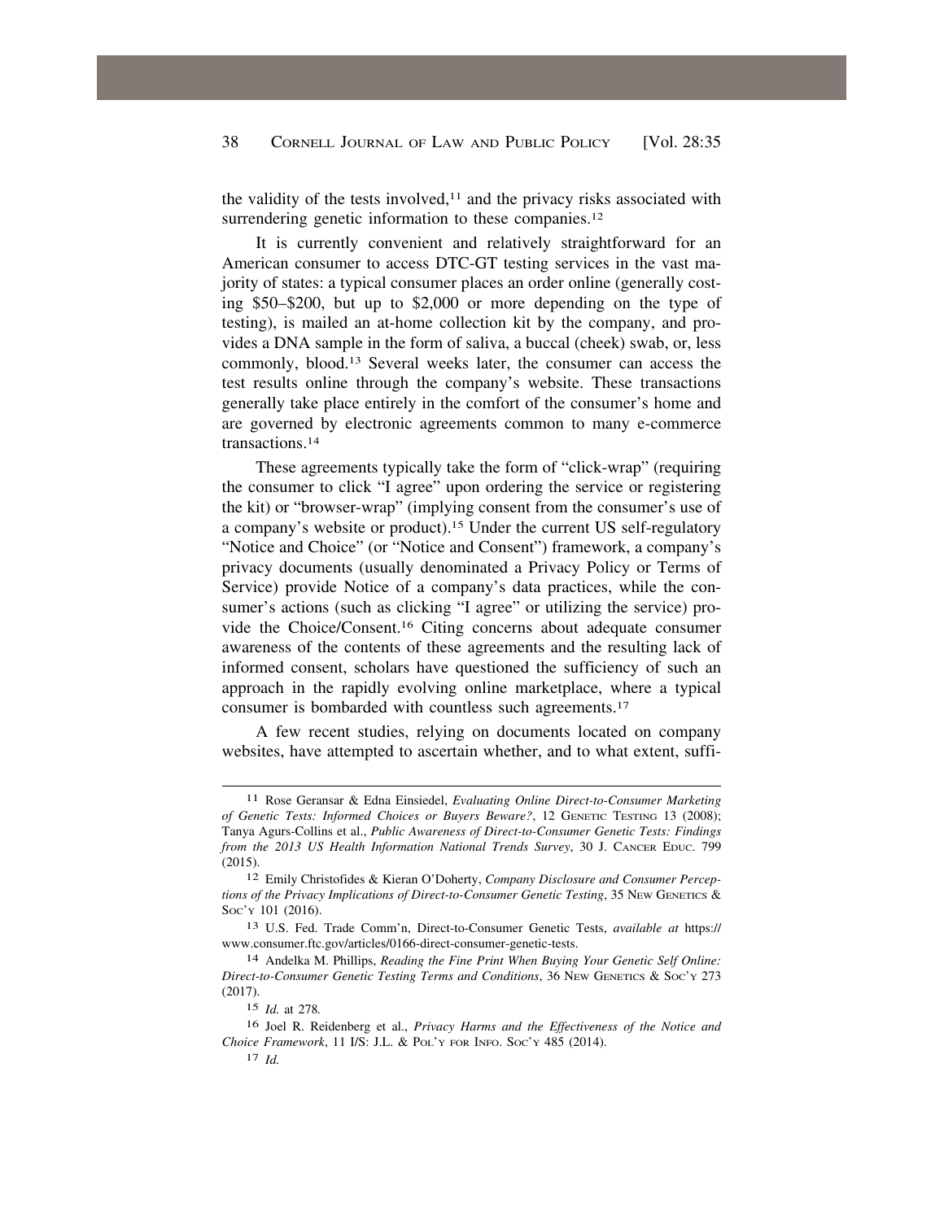the validity of the tests involved,[11] and the privacy risks associated with surrendering genetic information to these companies.[12]

It is currently convenient and relatively straightforward for an American consumer to access DTC-GT testing services in the vast majority of states: a typical consumer places an order online (generally costing $50–$200, but up to $2,000 or more depending on the type of testing), is mailed an at-home collection kit by the company, and provides a DNA sample in the form of saliva, a buccal (cheek) swab, or, less commonly, blood.[13] Several weeks later, the consumer can access the test results online through the company's website. These transactions generally take place entirely in the comfort of the consumer's home and are governed by electronic agreements common to many e-commerce transactions.[14]

These agreements typically take the form of "click-wrap" (requiring the consumer to click "I agree" upon ordering the service or registering the kit) or "browser-wrap" (implying consent from the consumer's use of a company's website or product).[15] Under the current US self-regulatory "Notice and Choice" (or "Notice and Consent") framework, a company's privacy documents (usually denominated a Privacy Policy or Terms of Service) provide Notice of a company's data practices, while the consumer's actions (such as clicking "I agree" or utilizing the service) provide the Choice/Consent.[16] Citing concerns about adequate consumer awareness of the contents of these agreements and the resulting lack of informed consent, scholars have questioned the sufficiency of such an approach in the rapidly evolving online marketplace, where a typical consumer is bombarded with countless such agreements.[17]

A few recent studies, relying on documents located on company websites, have attempted to ascertain whether, and to what extent, suffi-

---

[11] Rose Geransar & Edna Einsiedel, *Evaluating Online Direct-to-Consumer Marketing of Genetic Tests: Informed Choices or Buyers Beware?*, 12 GENETIC TESTING 13 (2008); Tanya Agurs-Collins et al., *Public Awareness of Direct-to-Consumer Genetic Tests: Findings from the 2013 US Health Information National Trends Survey*, 30 J. CANCER EDUC. 799 (2015).

[12] Emily Christofides & Kieran O'Doherty, *Company Disclosure and Consumer Perceptions of the Privacy Implications of Direct-to-Consumer Genetic Testing*, 35 NEW GENETICS & SOC'Y 101 (2016).

[13] U.S. Fed. Trade Comm'n, Direct-to-Consumer Genetic Tests, *available at* https://www.consumer.ftc.gov/articles/0166-direct-consumer-genetic-tests.

[14] Andelka M. Phillips, *Reading the Fine Print When Buying Your Genetic Self Online: Direct-to-Consumer Genetic Testing Terms and Conditions*, 36 NEW GENETICS & SOC'Y 273 (2017).

[15] *Id.* at 278.

[16] Joel R. Reidenberg et al., *Privacy Harms and the Effectiveness of the Notice and Choice Framework*, 11 I/S: J.L. & POL'Y FOR INFO. SOC'Y 485 (2014).

[17] *Id.*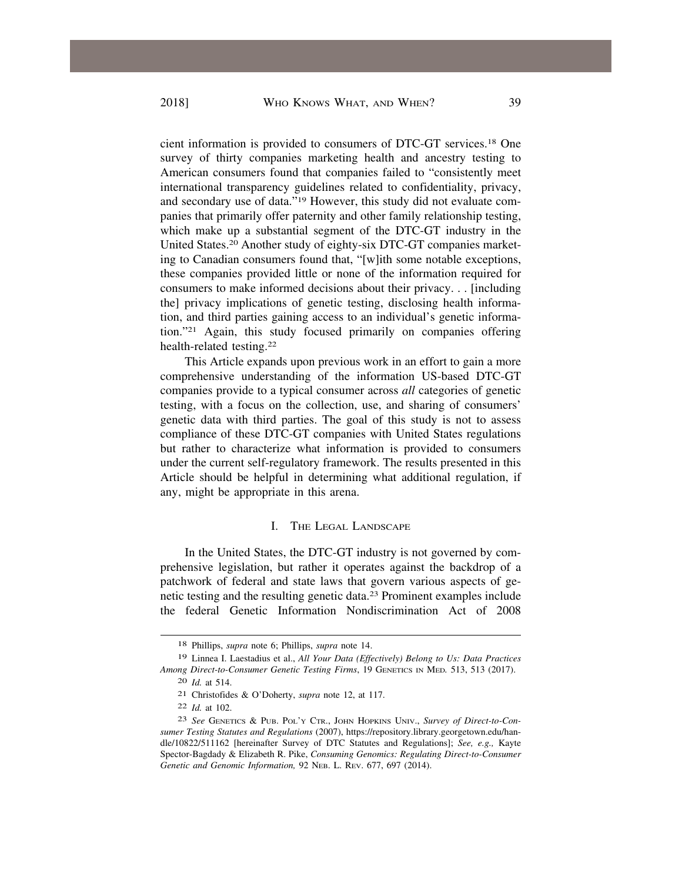cient information is provided to consumers of DTC-GT services.[18] One survey of thirty companies marketing health and ancestry testing to American consumers found that companies failed to "consistently meet international transparency guidelines related to confidentiality, privacy, and secondary use of data."[19] However, this study did not evaluate companies that primarily offer paternity and other family relationship testing, which make up a substantial segment of the DTC-GT industry in the United States.[20] Another study of eighty-six DTC-GT companies marketing to Canadian consumers found that, "[w]ith some notable exceptions, these companies provided little or none of the information required for consumers to make informed decisions about their privacy. . . [including the] privacy implications of genetic testing, disclosing health information, and third parties gaining access to an individual's genetic information."[21] Again, this study focused primarily on companies offering health-related testing.[22]

This Article expands upon previous work in an effort to gain a more comprehensive understanding of the information US-based DTC-GT companies provide to a typical consumer across *all* categories of genetic testing, with a focus on the collection, use, and sharing of consumers' genetic data with third parties. The goal of this study is not to assess compliance of these DTC-GT companies with United States regulations but rather to characterize what information is provided to consumers under the current self-regulatory framework. The results presented in this Article should be helpful in determining what additional regulation, if any, might be appropriate in this arena.

## I. The Legal Landscape

In the United States, the DTC-GT industry is not governed by comprehensive legislation, but rather it operates against the backdrop of a patchwork of federal and state laws that govern various aspects of genetic testing and the resulting genetic data.[23] Prominent examples include the federal Genetic Information Nondiscrimination Act of 2008

---

18 Phillips, *supra* note 6; Phillips, *supra* note 14.

19 Linnea I. Laestadius et al., *All Your Data (Effectively) Belong to Us: Data Practices Among Direct-to-Consumer Genetic Testing Firms*, 19 Genetics in Med. 513, 513 (2017).

20 *Id.* at 514.

21 Christofides & O'Doherty, *supra* note 12, at 117.

22 *Id.* at 102.

23 *See* Genetics & Pub. Pol'y Ctr., John Hopkins Univ., *Survey of Direct-to-Consumer Testing Statutes and Regulations* (2007), https://repository.library.georgetown.edu/handle/10822/511162 [hereinafter Survey of DTC Statutes and Regulations]; *See, e.g.,* Kayte Spector-Bagdady & Elizabeth R. Pike, *Consuming Genomics: Regulating Direct-to-Consumer Genetic and Genomic Information,* 92 Neb. L. Rev. 677, 697 (2014).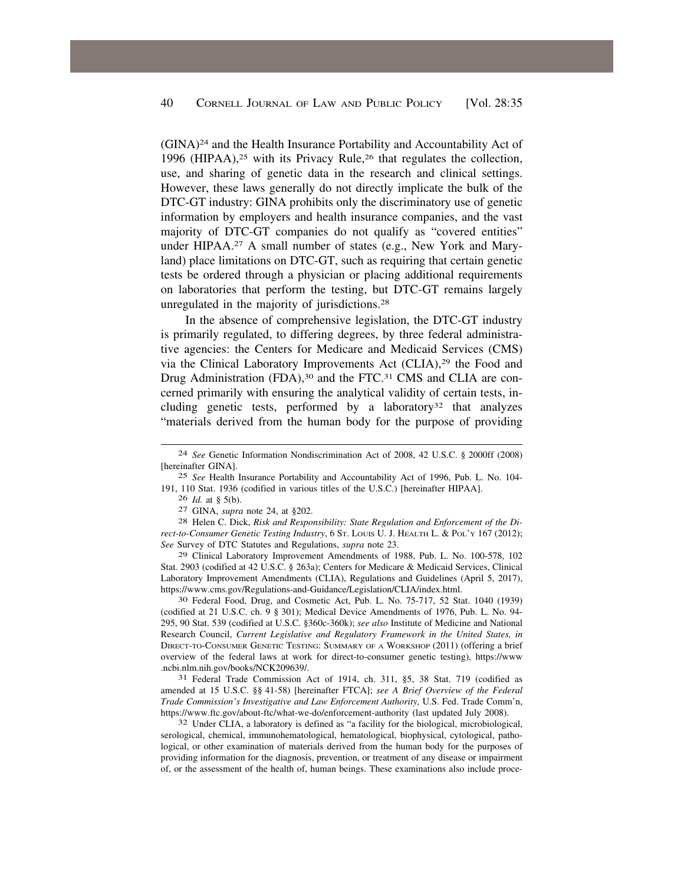(GINA)[24] and the Health Insurance Portability and Accountability Act of 1996 (HIPAA),[25] with its Privacy Rule,[26] that regulates the collection, use, and sharing of genetic data in the research and clinical settings. However, these laws generally do not directly implicate the bulk of the DTC-GT industry: GINA prohibits only the discriminatory use of genetic information by employers and health insurance companies, and the vast majority of DTC-GT companies do not qualify as "covered entities" under HIPAA.[27] A small number of states (e.g., New York and Maryland) place limitations on DTC-GT, such as requiring that certain genetic tests be ordered through a physician or placing additional requirements on laboratories that perform the testing, but DTC-GT remains largely unregulated in the majority of jurisdictions.[28]

In the absence of comprehensive legislation, the DTC-GT industry is primarily regulated, to differing degrees, by three federal administrative agencies: the Centers for Medicare and Medicaid Services (CMS) via the Clinical Laboratory Improvements Act (CLIA),[29] the Food and Drug Administration (FDA),[30] and the FTC.[31] CMS and CLIA are concerned primarily with ensuring the analytical validity of certain tests, including genetic tests, performed by a laboratory[32] that analyzes "materials derived from the human body for the purpose of providing

---

[24] *See* Genetic Information Nondiscrimination Act of 2008, 42 U.S.C. § 2000ff (2008) [hereinafter GINA].

[25] *See* Health Insurance Portability and Accountability Act of 1996, Pub. L. No. 104-191, 110 Stat. 1936 (codified in various titles of the U.S.C.) [hereinafter HIPAA].

[26] *Id.* at § 5(b).

[27] GINA, *supra* note 24, at §202.

[28] Helen C. Dick, *Risk and Responsibility: State Regulation and Enforcement of the Direct-to-Consumer Genetic Testing Industry*, 6 St. Louis U. J. Health L. & Pol'y 167 (2012); *See* Survey of DTC Statutes and Regulations, *supra* note 23.

[29] Clinical Laboratory Improvement Amendments of 1988, Pub. L. No. 100-578, 102 Stat. 2903 (codified at 42 U.S.C. § 263a); Centers for Medicare & Medicaid Services, Clinical Laboratory Improvement Amendments (CLIA), Regulations and Guidelines (April 5, 2017), https://www.cms.gov/Regulations-and-Guidance/Legislation/CLIA/index.html.

[30] Federal Food, Drug, and Cosmetic Act, Pub. L. No. 75-717, 52 Stat. 1040 (1939) (codified at 21 U.S.C. ch. 9 § 301); Medical Device Amendments of 1976, Pub. L. No. 94-295, 90 Stat. 539 (codified at U.S.C. §360c-360k); *see also* Institute of Medicine and National Research Council, *Current Legislative and Regulatory Framework in the United States, in* Direct-to-Consumer Genetic Testing: Summary of a Workshop (2011) (offering a brief overview of the federal laws at work for direct-to-consumer genetic testing), https://www.ncbi.nlm.nih.gov/books/NCK209639/.

[31] Federal Trade Commission Act of 1914, ch. 311, §5, 38 Stat. 719 (codified as amended at 15 U.S.C. §§ 41-58) [hereinafter FTCA]; *see A Brief Overview of the Federal Trade Commission's Investigative and Law Enforcement Authority,* U.S. Fed. Trade Comm'n, https://www.ftc.gov/about-ftc/what-we-do/enforcement-authority (last updated July 2008).

[32] Under CLIA, a laboratory is defined as "a facility for the biological, microbiological, serological, chemical, immunohematological, hematological, biophysical, cytological, pathological, or other examination of materials derived from the human body for the purposes of providing information for the diagnosis, prevention, or treatment of any disease or impairment of, or the assessment of the health of, human beings. These examinations also include proce-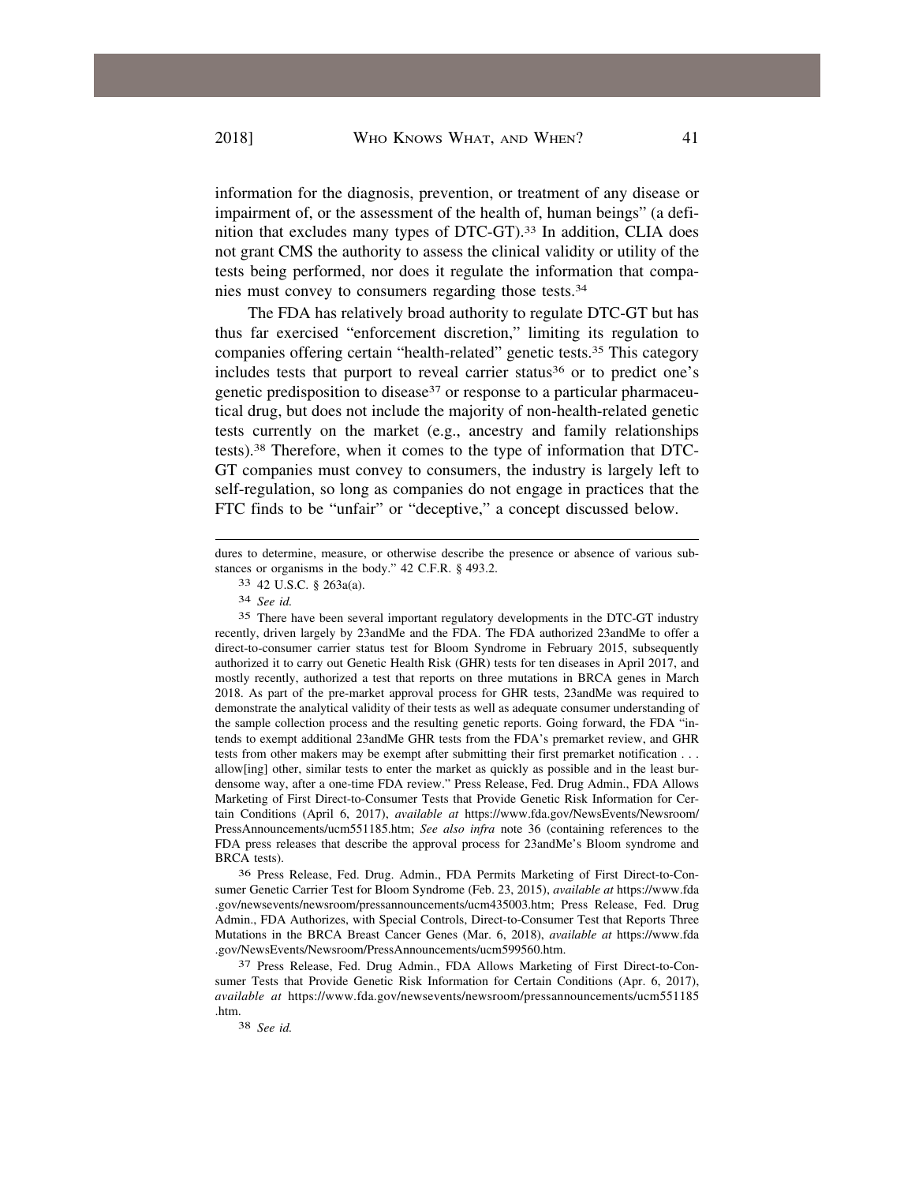information for the diagnosis, prevention, or treatment of any disease or impairment of, or the assessment of the health of, human beings" (a definition that excludes many types of DTC-GT).[33] In addition, CLIA does not grant CMS the authority to assess the clinical validity or utility of the tests being performed, nor does it regulate the information that companies must convey to consumers regarding those tests.[34]

The FDA has relatively broad authority to regulate DTC-GT but has thus far exercised "enforcement discretion," limiting its regulation to companies offering certain "health-related" genetic tests.[35] This category includes tests that purport to reveal carrier status[36] or to predict one's genetic predisposition to disease[37] or response to a particular pharmaceutical drug, but does not include the majority of non-health-related genetic tests currently on the market (e.g., ancestry and family relationships tests).[38] Therefore, when it comes to the type of information that DTC-GT companies must convey to consumers, the industry is largely left to self-regulation, so long as companies do not engage in practices that the FTC finds to be "unfair" or "deceptive," a concept discussed below.

---

dures to determine, measure, or otherwise describe the presence or absence of various substances or organisms in the body." 42 C.F.R. § 493.2.

[33] 42 U.S.C. § 263a(a).

[34] *See id.*

[35] There have been several important regulatory developments in the DTC-GT industry recently, driven largely by 23andMe and the FDA. The FDA authorized 23andMe to offer a direct-to-consumer carrier status test for Bloom Syndrome in February 2015, subsequently authorized it to carry out Genetic Health Risk (GHR) tests for ten diseases in April 2017, and mostly recently, authorized a test that reports on three mutations in BRCA genes in March 2018. As part of the pre-market approval process for GHR tests, 23andMe was required to demonstrate the analytical validity of their tests as well as adequate consumer understanding of the sample collection process and the resulting genetic reports. Going forward, the FDA "intends to exempt additional 23andMe GHR tests from the FDA's premarket review, and GHR tests from other makers may be exempt after submitting their first premarket notification . . . allow[ing] other, similar tests to enter the market as quickly as possible and in the least burdensome way, after a one-time FDA review." Press Release, Fed. Drug Admin., FDA Allows Marketing of First Direct-to-Consumer Tests that Provide Genetic Risk Information for Certain Conditions (April 6, 2017), *available at* https://www.fda.gov/NewsEvents/Newsroom/PressAnnouncements/ucm551185.htm; *See also infra* note 36 (containing references to the FDA press releases that describe the approval process for 23andMe's Bloom syndrome and BRCA tests).

[36] Press Release, Fed. Drug. Admin., FDA Permits Marketing of First Direct-to-Consumer Genetic Carrier Test for Bloom Syndrome (Feb. 23, 2015), *available at* https://www.fda.gov/newsevents/newsroom/pressannouncements/ucm435003.htm; Press Release, Fed. Drug Admin., FDA Authorizes, with Special Controls, Direct-to-Consumer Test that Reports Three Mutations in the BRCA Breast Cancer Genes (Mar. 6, 2018), *available at* https://www.fda.gov/NewsEvents/Newsroom/PressAnnouncements/ucm599560.htm.

[37] Press Release, Fed. Drug. Admin., FDA Allows Marketing of First Direct-to-Consumer Tests that Provide Genetic Risk Information for Certain Conditions (Apr. 6, 2017), *available at* https://www.fda.gov/newsevents/newsroom/pressannouncements/ucm551185.htm.

[38] *See id.*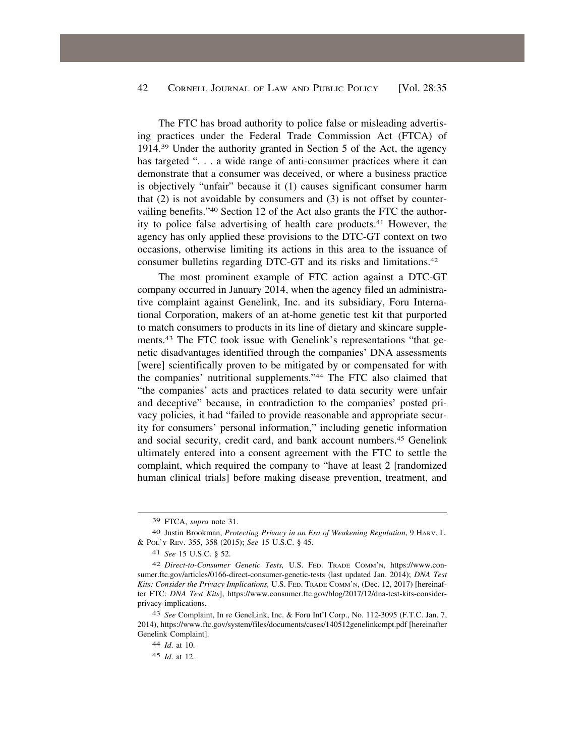The FTC has broad authority to police false or misleading advertising practices under the Federal Trade Commission Act (FTCA) of 1914.[39] Under the authority granted in Section 5 of the Act, the agency has targeted ". . . a wide range of anti-consumer practices where it can demonstrate that a consumer was deceived, or where a business practice is objectively "unfair" because it (1) causes significant consumer harm that (2) is not avoidable by consumers and (3) is not offset by countervailing benefits."[40] Section 12 of the Act also grants the FTC the authority to police false advertising of health care products.[41] However, the agency has only applied these provisions to the DTC-GT context on two occasions, otherwise limiting its actions in this area to the issuance of consumer bulletins regarding DTC-GT and its risks and limitations.[42]

The most prominent example of FTC action against a DTC-GT company occurred in January 2014, when the agency filed an administrative complaint against Genelink, Inc. and its subsidiary, Foru International Corporation, makers of an at-home genetic test kit that purported to match consumers to products in its line of dietary and skincare supplements.[43] The FTC took issue with Genelink's representations "that genetic disadvantages identified through the companies' DNA assessments [were] scientifically proven to be mitigated by or compensated for with the companies' nutritional supplements."[44] The FTC also claimed that "the companies' acts and practices related to data security were unfair and deceptive" because, in contradiction to the companies' posted privacy policies, it had "failed to provide reasonable and appropriate security for consumers' personal information," including genetic information and social security, credit card, and bank account numbers.[45] Genelink ultimately entered into a consent agreement with the FTC to settle the complaint, which required the company to "have at least 2 [randomized human clinical trials] before making disease prevention, treatment, and

---

39 FTCA, *supra* note 31.

40 Justin Brookman, *Protecting Privacy in an Era of Weakening Regulation*, 9 HARV. L. & POL'Y REV. 355, 358 (2015); *See* 15 U.S.C. § 45.

41 *See* 15 U.S.C. § 52.

42 *Direct-to-Consumer Genetic Tests,* U.S. FED. TRADE COMM'N, https://www.consumer.ftc.gov/articles/0166-direct-consumer-genetic-tests (last updated Jan. 2014); *DNA Test Kits: Consider the Privacy Implications,* U.S. FED. TRADE COMM'N, (Dec. 12, 2017) [hereinafter FTC: *DNA Test Kits*], https://www.consumer.ftc.gov/blog/2017/12/dna-test-kits-consider-privacy-implications.

43 *See* Complaint, In re GeneLink, Inc. & Foru Int'l Corp., No. 112-3095 (F.T.C. Jan. 7, 2014), https://www.ftc.gov/system/files/documents/cases/140512genelinkcmpt.pdf [hereinafter Genelink Complaint].

44 *Id*. at 10.

45 *Id*. at 12.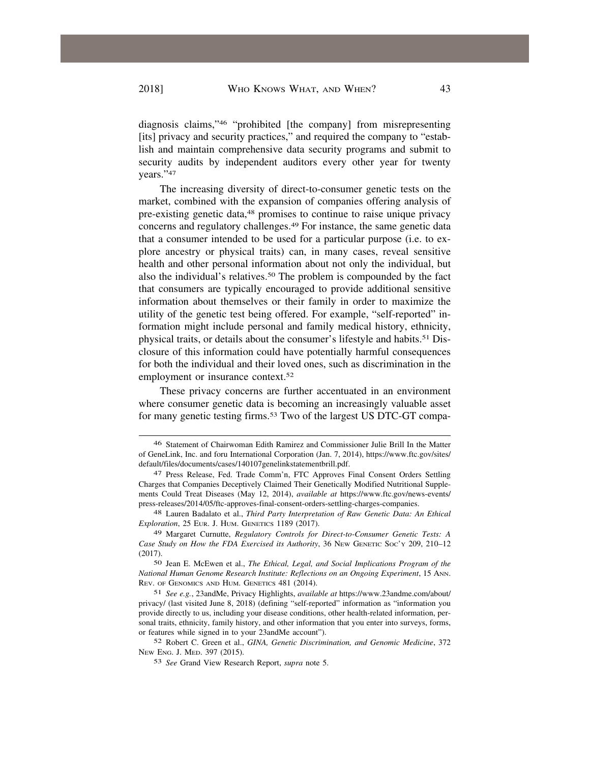diagnosis claims,"[46] "prohibited [the company] from misrepresenting [its] privacy and security practices," and required the company to "establish and maintain comprehensive data security programs and submit to security audits by independent auditors every other year for twenty years."[47]

The increasing diversity of direct-to-consumer genetic tests on the market, combined with the expansion of companies offering analysis of pre-existing genetic data,[48] promises to continue to raise unique privacy concerns and regulatory challenges.[49] For instance, the same genetic data that a consumer intended to be used for a particular purpose (i.e. to explore ancestry or physical traits) can, in many cases, reveal sensitive health and other personal information about not only the individual, but also the individual's relatives.[50] The problem is compounded by the fact that consumers are typically encouraged to provide additional sensitive information about themselves or their family in order to maximize the utility of the genetic test being offered. For example, "self-reported" information might include personal and family medical history, ethnicity, physical traits, or details about the consumer's lifestyle and habits.[51] Disclosure of this information could have potentially harmful consequences for both the individual and their loved ones, such as discrimination in the employment or insurance context.[52]

These privacy concerns are further accentuated in an environment where consumer genetic data is becoming an increasingly valuable asset for many genetic testing firms.[53] Two of the largest US DTC-GT compa-

---

46 Statement of Chairwoman Edith Ramirez and Commissioner Julie Brill In the Matter of GeneLink, Inc. and foru International Corporation (Jan. 7, 2014), https://www.ftc.gov/sites/default/files/documents/cases/140107genelinkstatementbrill.pdf.

47 Press Release, Fed. Trade Comm'n, FTC Approves Final Consent Orders Settling Charges that Companies Deceptively Claimed Their Genetically Modified Nutritional Supplements Could Treat Diseases (May 12, 2014), *available at* https://www.ftc.gov/news-events/press-releases/2014/05/ftc-approves-final-consent-orders-settling-charges-companies.

48 Lauren Badalato et al., *Third Party Interpretation of Raw Genetic Data: An Ethical Exploration*, 25 Eur. J. Hum. Genetics 1189 (2017).

49 Margaret Curnutte, *Regulatory Controls for Direct-to-Consumer Genetic Tests: A Case Study on How the FDA Exercised its Authority*, 36 New Genetic Soc'y 209, 210–12 (2017).

50 Jean E. McEwen et al., *The Ethical, Legal, and Social Implications Program of the National Human Genome Research Institute: Reflections on an Ongoing Experiment*, 15 Ann. Rev. of Genomics and Hum. Genetics 481 (2014).

51 *See e.g.*, 23andMe, Privacy Highlights, *available at* https://www.23andme.com/about/privacy/ (last visited June 8, 2018) (defining "self-reported" information as "information you provide directly to us, including your disease conditions, other health-related information, personal traits, ethnicity, family history, and other information that you enter into surveys, forms, or features while signed in to your 23andMe account").

52 Robert C. Green et al., *GINA, Genetic Discrimination, and Genomic Medicine*, 372 New Eng. J. Med. 397 (2015).

53 *See* Grand View Research Report, *supra* note 5.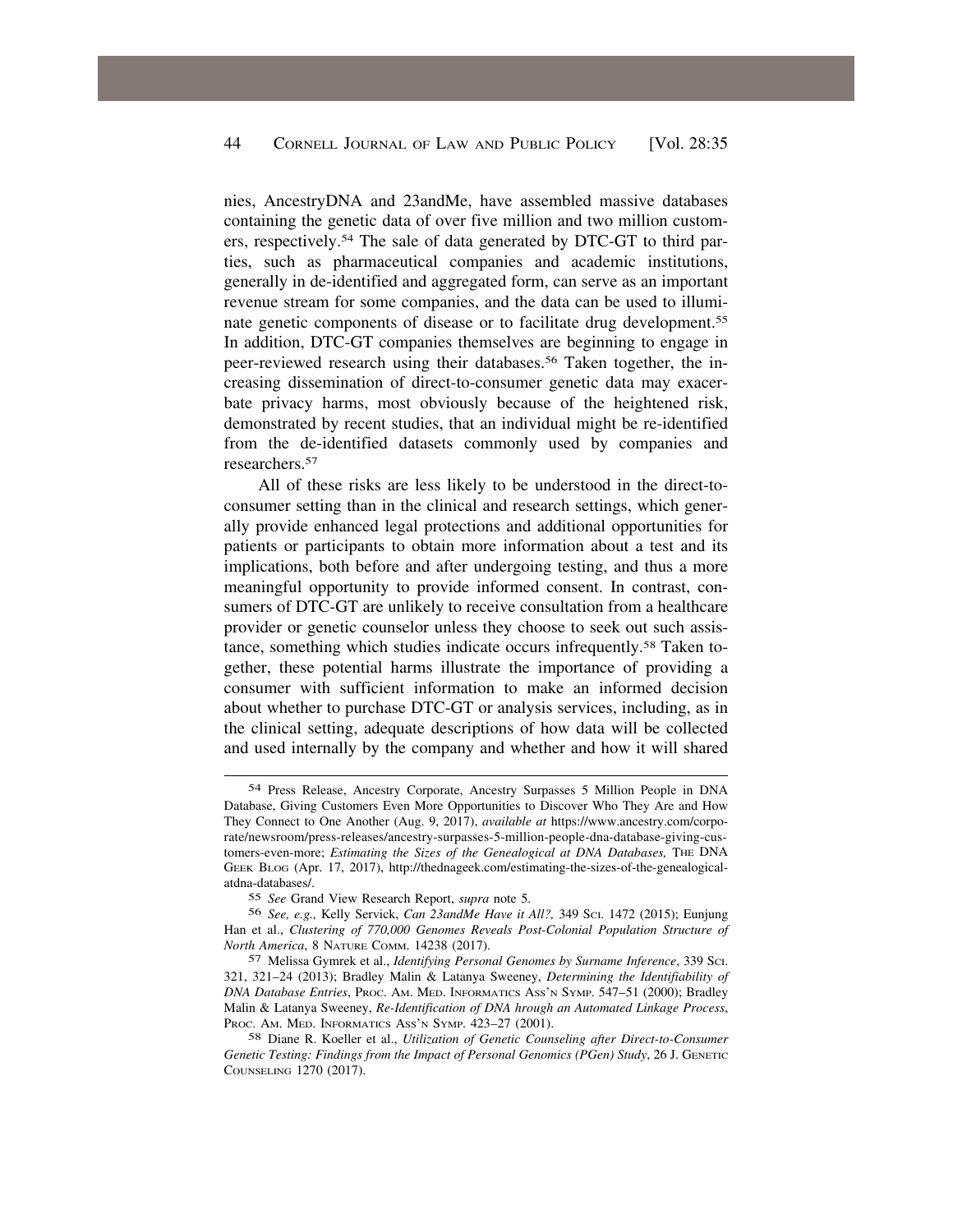nies, AncestryDNA and 23andMe, have assembled massive databases containing the genetic data of over five million and two million customers, respectively.[54] The sale of data generated by DTC-GT to third parties, such as pharmaceutical companies and academic institutions, generally in de-identified and aggregated form, can serve as an important revenue stream for some companies, and the data can be used to illuminate genetic components of disease or to facilitate drug development.[55] In addition, DTC-GT companies themselves are beginning to engage in peer-reviewed research using their databases.[56] Taken together, the increasing dissemination of direct-to-consumer genetic data may exacerbate privacy harms, most obviously because of the heightened risk, demonstrated by recent studies, that an individual might be re-identified from the de-identified datasets commonly used by companies and researchers.[57]

All of these risks are less likely to be understood in the direct-to-consumer setting than in the clinical and research settings, which generally provide enhanced legal protections and additional opportunities for patients or participants to obtain more information about a test and its implications, both before and after undergoing testing, and thus a more meaningful opportunity to provide informed consent. In contrast, consumers of DTC-GT are unlikely to receive consultation from a healthcare provider or genetic counselor unless they choose to seek out such assistance, something which studies indicate occurs infrequently.[58] Taken together, these potential harms illustrate the importance of providing a consumer with sufficient information to make an informed decision about whether to purchase DTC-GT or analysis services, including, as in the clinical setting, adequate descriptions of how data will be collected and used internally by the company and whether and how it will shared

---

[54] Press Release, Ancestry Corporate, Ancestry Surpasses 5 Million People in DNA Database, Giving Customers Even More Opportunities to Discover Who They Are and How They Connect to One Another (Aug. 9, 2017), *available at* https://www.ancestry.com/corporate/newsroom/press-releases/ancestry-surpasses-5-million-people-dna-database-giving-customers-even-more; *Estimating the Sizes of the Genealogical at DNA Databases,* THE DNA GEEK BLOG (Apr. 17, 2017), http://thednageek.com/estimating-the-sizes-of-the-genealogical-atdna-databases/.

[55] *See* Grand View Research Report, *supra* note 5.

[56] *See, e.g.,* Kelly Servick, *Can 23andMe Have it All?,* 349 SCI. 1472 (2015); Eunjung Han et al., *Clustering of 770,000 Genomes Reveals Post-Colonial Population Structure of North America*, 8 NATURE COMM. 14238 (2017).

[57] Melissa Gymrek et al., *Identifying Personal Genomes by Surname Inference*, 339 SCI. 321, 321–24 (2013); Bradley Malin & Latanya Sweeney, *Determining the Identifiability of DNA Database Entries*, PROC. AM. MED. INFORMATICS ASS'N SYMP. 547–51 (2000); Bradley Malin & Latanya Sweeney, *Re-Identification of DNA hrough an Automated Linkage Process*, PROC. AM. MED. INFORMATICS ASS'N SYMP. 423–27 (2001).

[58] Diane R. Koeller et al., *Utilization of Genetic Counseling after Direct-to-Consumer Genetic Testing: Findings from the Impact of Personal Genomics (PGen) Study*, 26 J. GENETIC COUNSELING 1270 (2017).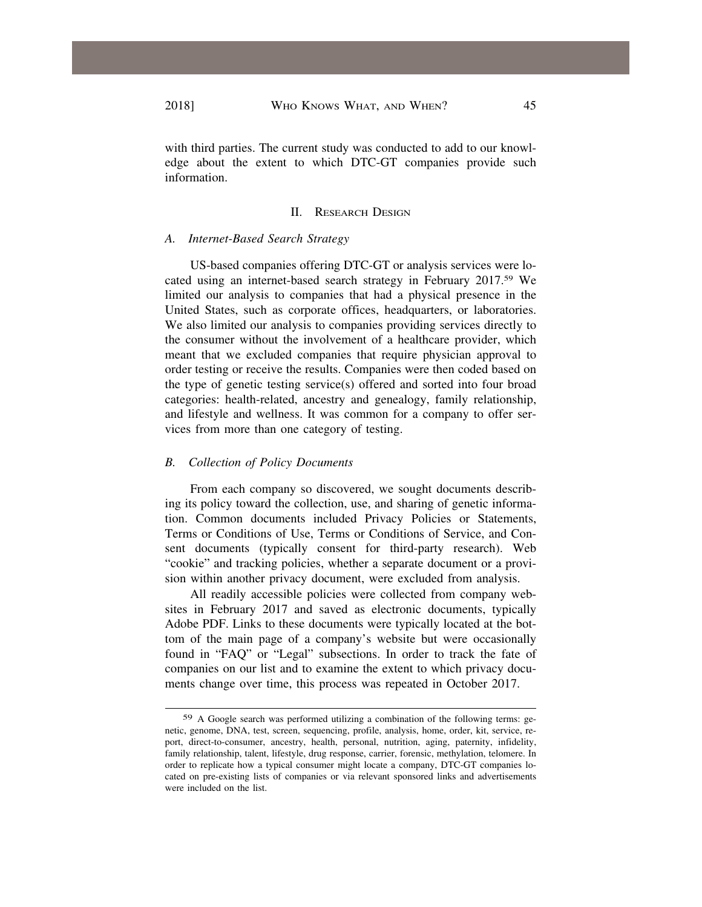with third parties. The current study was conducted to add to our knowledge about the extent to which DTC-GT companies provide such information.

## II. Research Design

### *A. Internet-Based Search Strategy*

US-based companies offering DTC-GT or analysis services were located using an internet-based search strategy in February 2017.[59] We limited our analysis to companies that had a physical presence in the United States, such as corporate offices, headquarters, or laboratories. We also limited our analysis to companies providing services directly to the consumer without the involvement of a healthcare provider, which meant that we excluded companies that require physician approval to order testing or receive the results. Companies were then coded based on the type of genetic testing service(s) offered and sorted into four broad categories: health-related, ancestry and genealogy, family relationship, and lifestyle and wellness. It was common for a company to offer services from more than one category of testing.

### *B. Collection of Policy Documents*

From each company so discovered, we sought documents describing its policy toward the collection, use, and sharing of genetic information. Common documents included Privacy Policies or Statements, Terms or Conditions of Use, Terms or Conditions of Service, and Consent documents (typically consent for third-party research). Web "cookie" and tracking policies, whether a separate document or a provision within another privacy document, were excluded from analysis.

All readily accessible policies were collected from company websites in February 2017 and saved as electronic documents, typically Adobe PDF. Links to these documents were typically located at the bottom of the main page of a company's website but were occasionally found in "FAQ" or "Legal" subsections. In order to track the fate of companies on our list and to examine the extent to which privacy documents change over time, this process was repeated in October 2017.

---

[59] A Google search was performed utilizing a combination of the following terms: genetic, genome, DNA, test, screen, sequencing, profile, analysis, home, order, kit, service, report, direct-to-consumer, ancestry, health, personal, nutrition, aging, paternity, infidelity, family relationship, talent, lifestyle, drug response, carrier, forensic, methylation, telomere. In order to replicate how a typical consumer might locate a company, DTC-GT companies located on pre-existing lists of companies or via relevant sponsored links and advertisements were included on the list.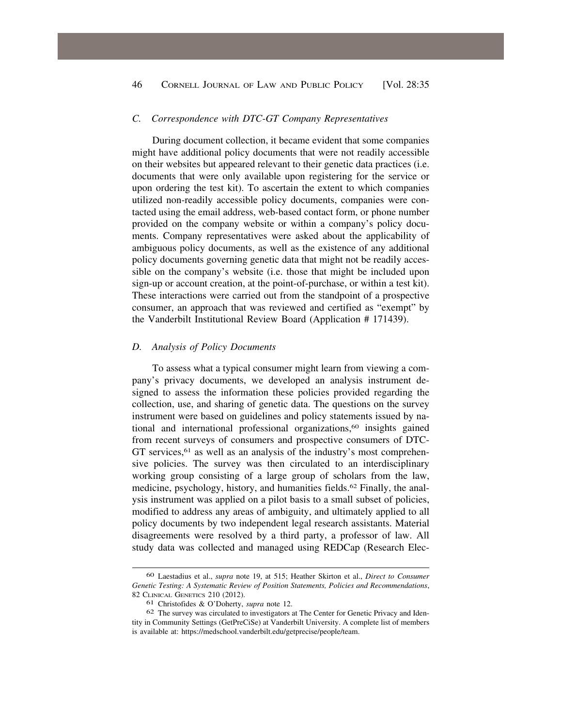### *C. Correspondence with DTC-GT Company Representatives*

During document collection, it became evident that some companies might have additional policy documents that were not readily accessible on their websites but appeared relevant to their genetic data practices (i.e. documents that were only available upon registering for the service or upon ordering the test kit). To ascertain the extent to which companies utilized non-readily accessible policy documents, companies were contacted using the email address, web-based contact form, or phone number provided on the company website or within a company's policy documents. Company representatives were asked about the applicability of ambiguous policy documents, as well as the existence of any additional policy documents governing genetic data that might not be readily accessible on the company's website (i.e. those that might be included upon sign-up or account creation, at the point-of-purchase, or within a test kit). These interactions were carried out from the standpoint of a prospective consumer, an approach that was reviewed and certified as "exempt" by the Vanderbilt Institutional Review Board (Application # 171439).

### *D. Analysis of Policy Documents*

To assess what a typical consumer might learn from viewing a company's privacy documents, we developed an analysis instrument designed to assess the information these policies provided regarding the collection, use, and sharing of genetic data. The questions on the survey instrument were based on guidelines and policy statements issued by national and international professional organizations,[60] insights gained from recent surveys of consumers and prospective consumers of DTC-GT services,[61] as well as an analysis of the industry's most comprehensive policies. The survey was then circulated to an interdisciplinary working group consisting of a large group of scholars from the law, medicine, psychology, history, and humanities fields.[62] Finally, the analysis instrument was applied on a pilot basis to a small subset of policies, modified to address any areas of ambiguity, and ultimately applied to all policy documents by two independent legal research assistants. Material disagreements were resolved by a third party, a professor of law. All study data was collected and managed using REDCap (Research Elec-

---

[60] Laestadius et al., *supra* note 19, at 515; Heather Skirton et al., *Direct to Consumer Genetic Testing: A Systematic Review of Position Statements, Policies and Recommendations*, 82 CLINICAL GENETICS 210 (2012).

[61] Christofides & O'Doherty, *supra* note 12.

[62] The survey was circulated to investigators at The Center for Genetic Privacy and Identity in Community Settings (GetPreCiSe) at Vanderbilt University. A complete list of members is available at: https://medschool.vanderbilt.edu/getprecise/people/team.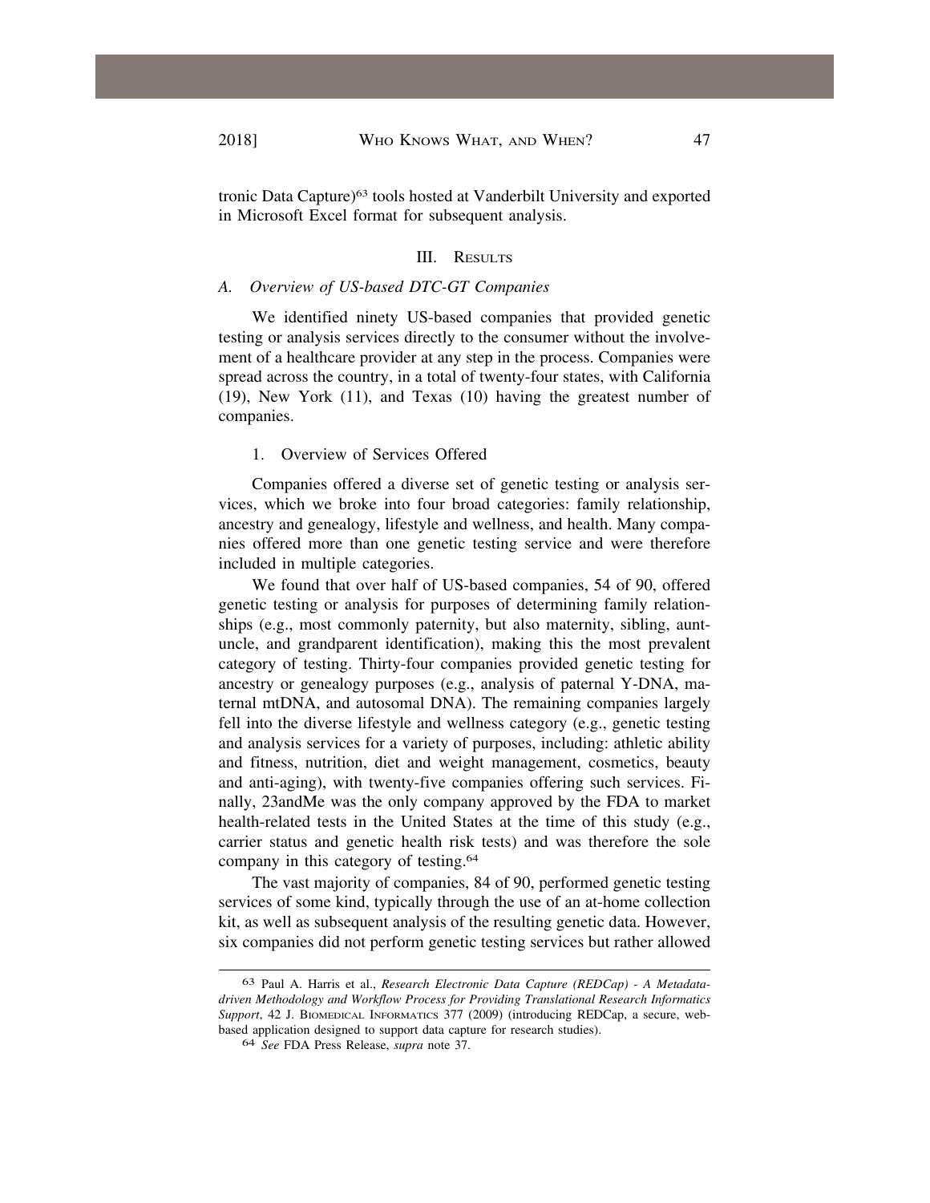tronic Data Capture)[63] tools hosted at Vanderbilt University and exported in Microsoft Excel format for subsequent analysis.

## III. Results

### A. *Overview of US-based DTC-GT Companies*

We identified ninety US-based companies that provided genetic testing or analysis services directly to the consumer without the involvement of a healthcare provider at any step in the process. Companies were spread across the country, in a total of twenty-four states, with California (19), New York (11), and Texas (10) having the greatest number of companies.

#### 1. Overview of Services Offered

Companies offered a diverse set of genetic testing or analysis services, which we broke into four broad categories: family relationship, ancestry and genealogy, lifestyle and wellness, and health. Many companies offered more than one genetic testing service and were therefore included in multiple categories.

We found that over half of US-based companies, 54 of 90, offered genetic testing or analysis for purposes of determining family relationships (e.g., most commonly paternity, but also maternity, sibling, aunt-uncle, and grandparent identification), making this the most prevalent category of testing. Thirty-four companies provided genetic testing for ancestry or genealogy purposes (e.g., analysis of paternal Y-DNA, maternal mtDNA, and autosomal DNA). The remaining companies largely fell into the diverse lifestyle and wellness category (e.g., genetic testing and analysis services for a variety of purposes, including: athletic ability and fitness, nutrition, diet and weight management, cosmetics, beauty and anti-aging), with twenty-five companies offering such services. Finally, 23andMe was the only company approved by the FDA to market health-related tests in the United States at the time of this study (e.g., carrier status and genetic health risk tests) and was therefore the sole company in this category of testing.[64]

The vast majority of companies, 84 of 90, performed genetic testing services of some kind, typically through the use of an at-home collection kit, as well as subsequent analysis of the resulting genetic data. However, six companies did not perform genetic testing services but rather allowed

---

[63] Paul A. Harris et al., *Research Electronic Data Capture (REDCap) - A Metadata-driven Methodology and Workflow Process for Providing Translational Research Informatics Support*, 42 J. Biomedical Informatics 377 (2009) (introducing REDCap, a secure, web-based application designed to support data capture for research studies).

[64] *See* FDA Press Release, *supra* note 37.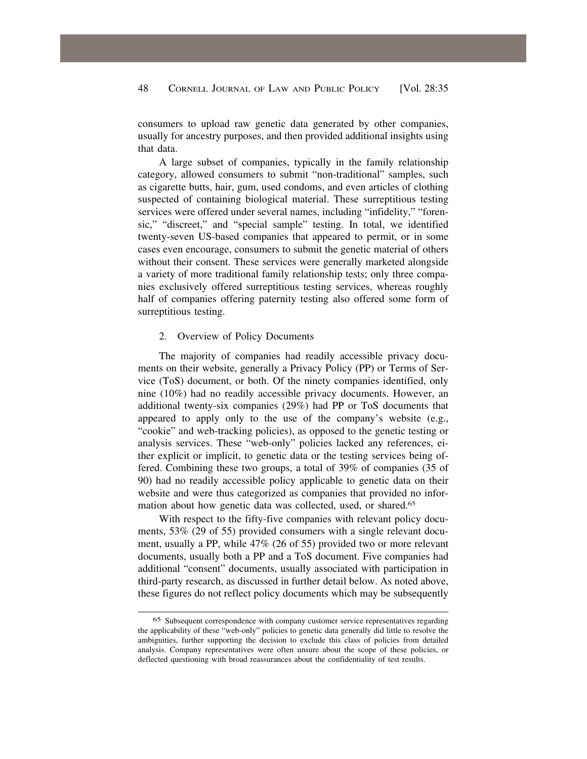consumers to upload raw genetic data generated by other companies, usually for ancestry purposes, and then provided additional insights using that data.

A large subset of companies, typically in the family relationship category, allowed consumers to submit "non-traditional" samples, such as cigarette butts, hair, gum, used condoms, and even articles of clothing suspected of containing biological material. These surreptitious testing services were offered under several names, including "infidelity," "forensic," "discreet," and "special sample" testing. In total, we identified twenty-seven US-based companies that appeared to permit, or in some cases even encourage, consumers to submit the genetic material of others without their consent. These services were generally marketed alongside a variety of more traditional family relationship tests; only three companies exclusively offered surreptitious testing services, whereas roughly half of companies offering paternity testing also offered some form of surreptitious testing.

### 2. Overview of Policy Documents

The majority of companies had readily accessible privacy documents on their website, generally a Privacy Policy (PP) or Terms of Service (ToS) document, or both. Of the ninety companies identified, only nine (10%) had no readily accessible privacy documents. However, an additional twenty-six companies (29%) had PP or ToS documents that appeared to apply only to the use of the company's website (e.g., "cookie" and web-tracking policies), as opposed to the genetic testing or analysis services. These "web-only" policies lacked any references, either explicit or implicit, to genetic data or the testing services being offered. Combining these two groups, a total of 39% of companies (35 of 90) had no readily accessible policy applicable to genetic data on their website and were thus categorized as companies that provided no information about how genetic data was collected, used, or shared.[65]

With respect to the fifty-five companies with relevant policy documents, 53% (29 of 55) provided consumers with a single relevant document, usually a PP, while 47% (26 of 55) provided two or more relevant documents, usually both a PP and a ToS document. Five companies had additional "consent" documents, usually associated with participation in third-party research, as discussed in further detail below. As noted above, these figures do not reflect policy documents which may be subsequently

---

[65] Subsequent correspondence with company customer service representatives regarding the applicability of these "web-only" policies to genetic data generally did little to resolve the ambiguities, further supporting the decision to exclude this class of policies from detailed analysis. Company representatives were often unsure about the scope of these policies, or deflected questioning with broad reassurances about the confidentiality of test results.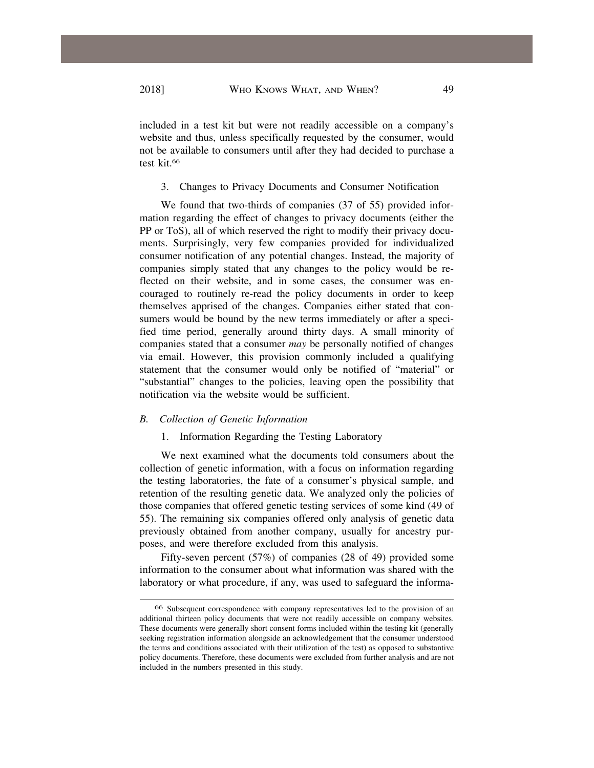included in a test kit but were not readily accessible on a company's website and thus, unless specifically requested by the consumer, would not be available to consumers until after they had decided to purchase a test kit.[66]

### 3. Changes to Privacy Documents and Consumer Notification

We found that two-thirds of companies (37 of 55) provided information regarding the effect of changes to privacy documents (either the PP or ToS), all of which reserved the right to modify their privacy documents. Surprisingly, very few companies provided for individualized consumer notification of any potential changes. Instead, the majority of companies simply stated that any changes to the policy would be reflected on their website, and in some cases, the consumer was encouraged to routinely re-read the policy documents in order to keep themselves apprised of the changes. Companies either stated that consumers would be bound by the new terms immediately or after a specified time period, generally around thirty days. A small minority of companies stated that a consumer *may* be personally notified of changes via email. However, this provision commonly included a qualifying statement that the consumer would only be notified of "material" or "substantial" changes to the policies, leaving open the possibility that notification via the website would be sufficient.

## *B. Collection of Genetic Information*

### 1. Information Regarding the Testing Laboratory

We next examined what the documents told consumers about the collection of genetic information, with a focus on information regarding the testing laboratories, the fate of a consumer's physical sample, and retention of the resulting genetic data. We analyzed only the policies of those companies that offered genetic testing services of some kind (49 of 55). The remaining six companies offered only analysis of genetic data previously obtained from another company, usually for ancestry purposes, and were therefore excluded from this analysis.

Fifty-seven percent (57%) of companies (28 of 49) provided some information to the consumer about what information was shared with the laboratory or what procedure, if any, was used to safeguard the informa-

---

66 Subsequent correspondence with company representatives led to the provision of an additional thirteen policy documents that were not readily accessible on company websites. These documents were generally short consent forms included within the testing kit (generally seeking registration information alongside an acknowledgement that the consumer understood the terms and conditions associated with their utilization of the test) as opposed to substantive policy documents. Therefore, these documents were excluded from further analysis and are not included in the numbers presented in this study.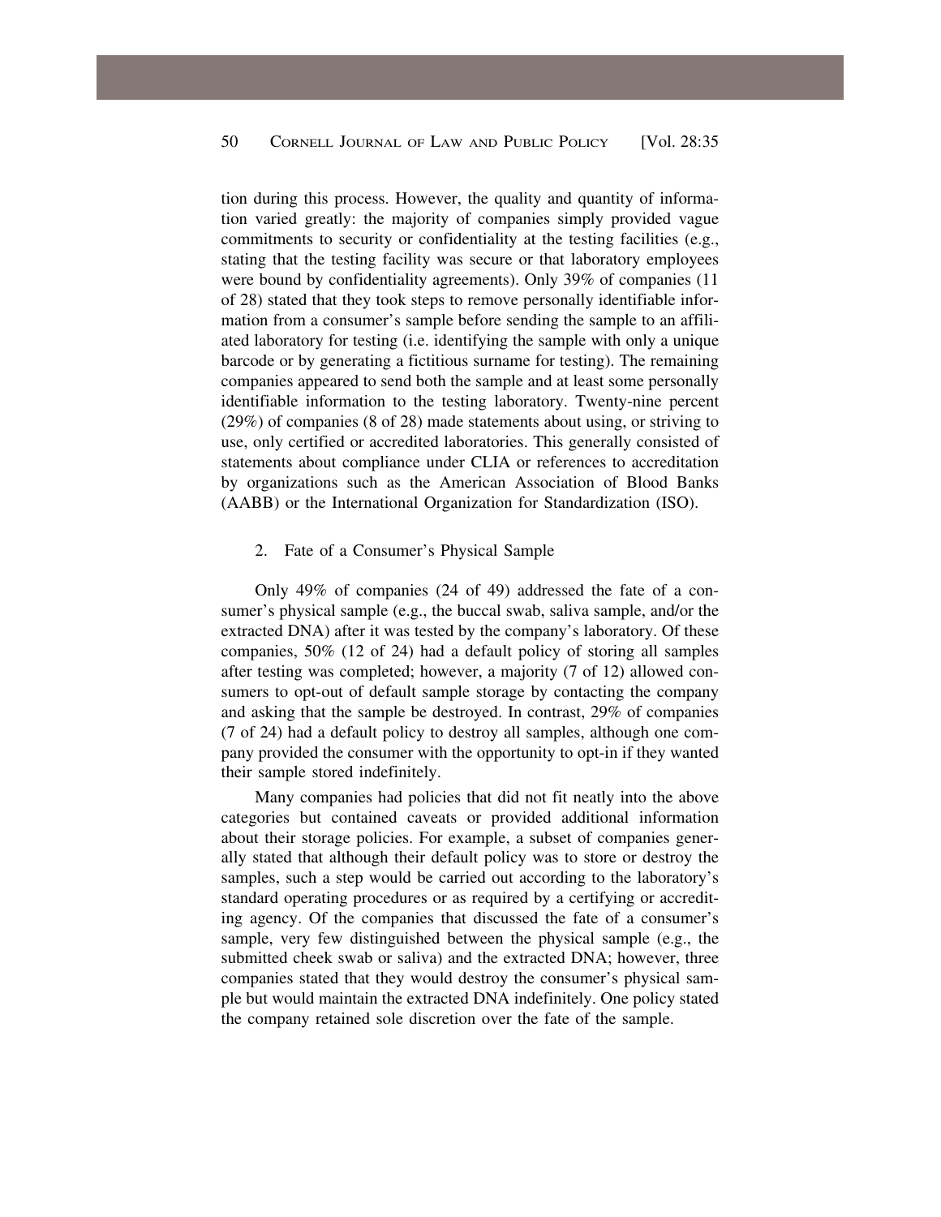tion during this process. However, the quality and quantity of information varied greatly: the majority of companies simply provided vague commitments to security or confidentiality at the testing facilities (e.g., stating that the testing facility was secure or that laboratory employees were bound by confidentiality agreements). Only 39% of companies (11 of 28) stated that they took steps to remove personally identifiable information from a consumer's sample before sending the sample to an affiliated laboratory for testing (i.e. identifying the sample with only a unique barcode or by generating a fictitious surname for testing). The remaining companies appeared to send both the sample and at least some personally identifiable information to the testing laboratory. Twenty-nine percent (29%) of companies (8 of 28) made statements about using, or striving to use, only certified or accredited laboratories. This generally consisted of statements about compliance under CLIA or references to accreditation by organizations such as the American Association of Blood Banks (AABB) or the International Organization for Standardization (ISO).

### 2. Fate of a Consumer's Physical Sample

Only 49% of companies (24 of 49) addressed the fate of a consumer's physical sample (e.g., the buccal swab, saliva sample, and/or the extracted DNA) after it was tested by the company's laboratory. Of these companies, 50% (12 of 24) had a default policy of storing all samples after testing was completed; however, a majority (7 of 12) allowed consumers to opt-out of default sample storage by contacting the company and asking that the sample be destroyed. In contrast, 29% of companies (7 of 24) had a default policy to destroy all samples, although one company provided the consumer with the opportunity to opt-in if they wanted their sample stored indefinitely.

Many companies had policies that did not fit neatly into the above categories but contained caveats or provided additional information about their storage policies. For example, a subset of companies generally stated that although their default policy was to store or destroy the samples, such a step would be carried out according to the laboratory's standard operating procedures or as required by a certifying or accrediting agency. Of the companies that discussed the fate of a consumer's sample, very few distinguished between the physical sample (e.g., the submitted cheek swab or saliva) and the extracted DNA; however, three companies stated that they would destroy the consumer's physical sample but would maintain the extracted DNA indefinitely. One policy stated the company retained sole discretion over the fate of the sample.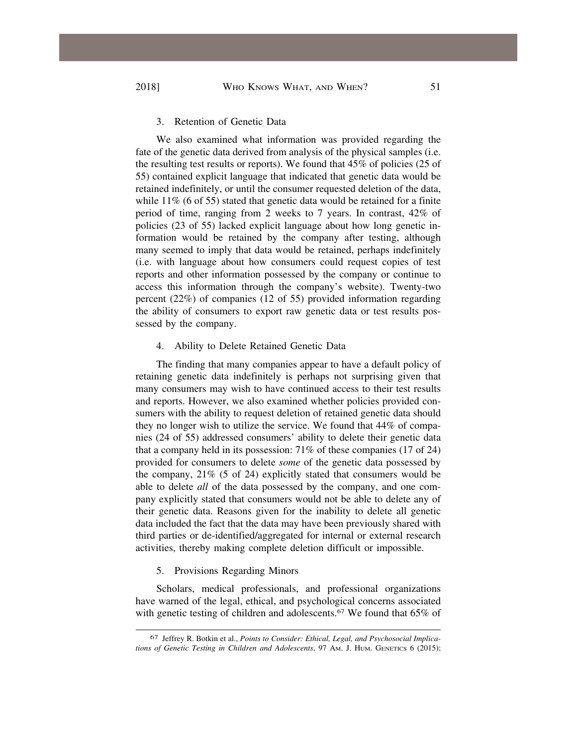### 3. Retention of Genetic Data

We also examined what information was provided regarding the fate of the genetic data derived from analysis of the physical samples (i.e. the resulting test results or reports). We found that 45% of policies (25 of 55) contained explicit language that indicated that genetic data would be retained indefinitely, or until the consumer requested deletion of the data, while 11% (6 of 55) stated that genetic data would be retained for a finite period of time, ranging from 2 weeks to 7 years. In contrast, 42% of policies (23 of 55) lacked explicit language about how long genetic information would be retained by the company after testing, although many seemed to imply that data would be retained, perhaps indefinitely (i.e. with language about how consumers could request copies of test reports and other information possessed by the company or continue to access this information through the company's website). Twenty-two percent (22%) of companies (12 of 55) provided information regarding the ability of consumers to export raw genetic data or test results possessed by the company.

### 4. Ability to Delete Retained Genetic Data

The finding that many companies appear to have a default policy of retaining genetic data indefinitely is perhaps not surprising given that many consumers may wish to have continued access to their test results and reports. However, we also examined whether policies provided consumers with the ability to request deletion of retained genetic data should they no longer wish to utilize the service. We found that 44% of companies (24 of 55) addressed consumers' ability to delete their genetic data that a company held in its possession: 71% of these companies (17 of 24) provided for consumers to delete *some* of the genetic data possessed by the company, 21% (5 of 24) explicitly stated that consumers would be able to delete *all* of the data possessed by the company, and one company explicitly stated that consumers would not be able to delete any of their genetic data. Reasons given for the inability to delete all genetic data included the fact that the data may have been previously shared with third parties or de-identified/aggregated for internal or external research activities, thereby making complete deletion difficult or impossible.

### 5. Provisions Regarding Minors

Scholars, medical professionals, and professional organizations have warned of the legal, ethical, and psychological concerns associated with genetic testing of children and adolescents.[67] We found that 65% of

[67] Jeffrey R. Botkin et al., *Points to Consider: Ethical, Legal, and Psychosocial Implications of Genetic Testing in Children and Adolescents*, 97 AM. J. HUM. GENETICS 6 (2015);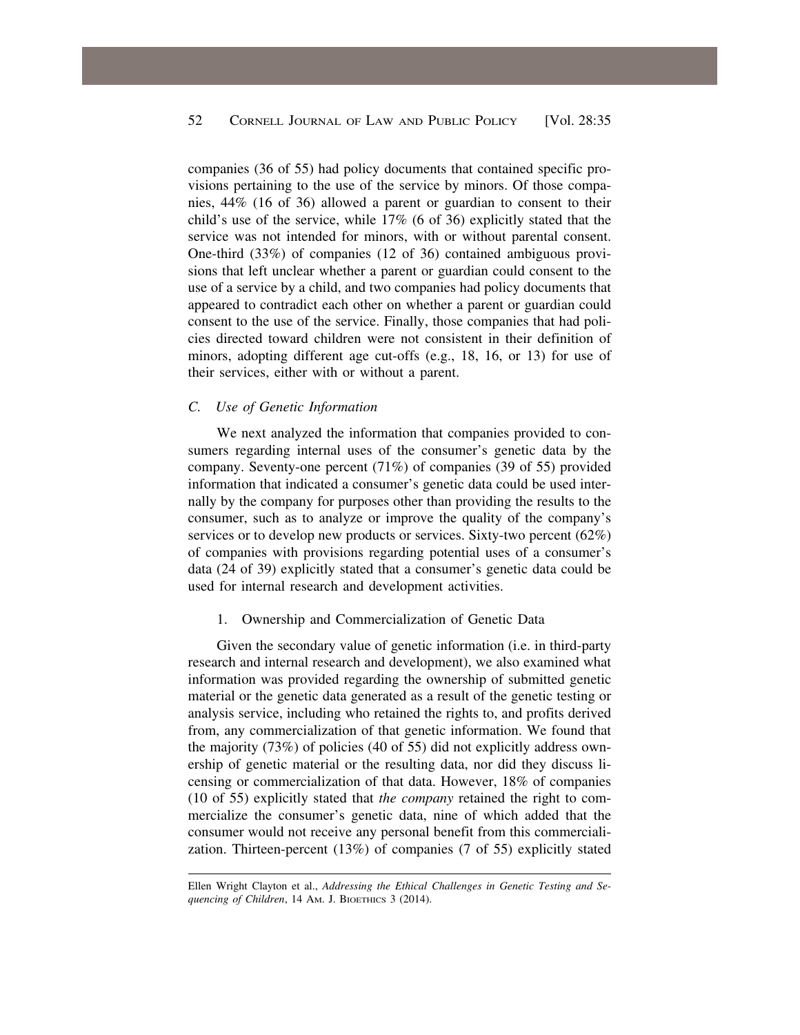companies (36 of 55) had policy documents that contained specific provisions pertaining to the use of the service by minors. Of those companies, 44% (16 of 36) allowed a parent or guardian to consent to their child's use of the service, while 17% (6 of 36) explicitly stated that the service was not intended for minors, with or without parental consent. One-third (33%) of companies (12 of 36) contained ambiguous provisions that left unclear whether a parent or guardian could consent to the use of a service by a child, and two companies had policy documents that appeared to contradict each other on whether a parent or guardian could consent to the use of the service. Finally, those companies that had policies directed toward children were not consistent in their definition of minors, adopting different age cut-offs (e.g., 18, 16, or 13) for use of their services, either with or without a parent.

### C. *Use of Genetic Information*

We next analyzed the information that companies provided to consumers regarding internal uses of the consumer's genetic data by the company. Seventy-one percent (71%) of companies (39 of 55) provided information that indicated a consumer's genetic data could be used internally by the company for purposes other than providing the results to the consumer, such as to analyze or improve the quality of the company's services or to develop new products or services. Sixty-two percent (62%) of companies with provisions regarding potential uses of a consumer's data (24 of 39) explicitly stated that a consumer's genetic data could be used for internal research and development activities.

#### 1. Ownership and Commercialization of Genetic Data

Given the secondary value of genetic information (i.e. in third-party research and internal research and development), we also examined what information was provided regarding the ownership of submitted genetic material or the genetic data generated as a result of the genetic testing or analysis service, including who retained the rights to, and profits derived from, any commercialization of that genetic information. We found that the majority (73%) of policies (40 of 55) did not explicitly address ownership of genetic material or the resulting data, nor did they discuss licensing or commercialization of that data. However, 18% of companies (10 of 55) explicitly stated that *the company* retained the right to commercialize the consumer's genetic data, nine of which added that the consumer would not receive any personal benefit from this commercialization. Thirteen-percent (13%) of companies (7 of 55) explicitly stated

---

Ellen Wright Clayton et al., *Addressing the Ethical Challenges in Genetic Testing and Sequencing of Children*, 14 AM. J. BIOETHICS 3 (2014).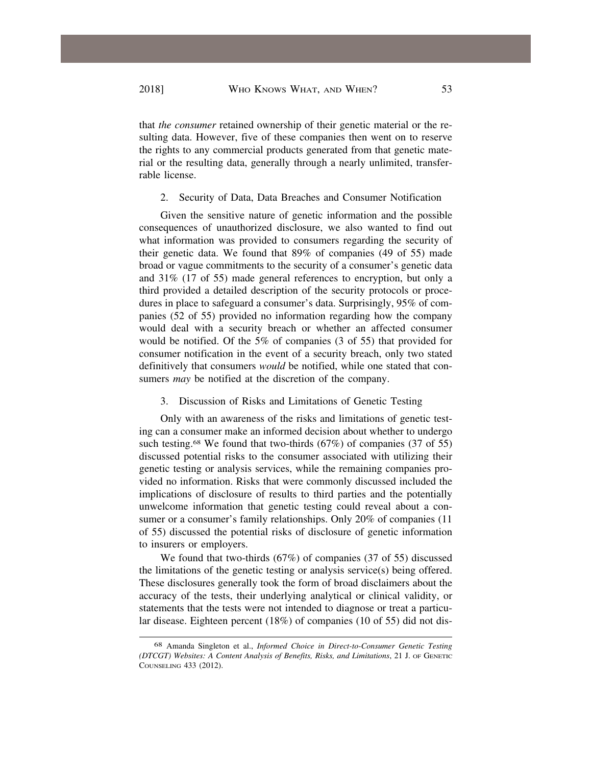that *the consumer* retained ownership of their genetic material or the resulting data. However, five of these companies then went on to reserve the rights to any commercial products generated from that genetic material or the resulting data, generally through a nearly unlimited, transferrable license.

### 2. Security of Data, Data Breaches and Consumer Notification

Given the sensitive nature of genetic information and the possible consequences of unauthorized disclosure, we also wanted to find out what information was provided to consumers regarding the security of their genetic data. We found that 89% of companies (49 of 55) made broad or vague commitments to the security of a consumer's genetic data and 31% (17 of 55) made general references to encryption, but only a third provided a detailed description of the security protocols or procedures in place to safeguard a consumer's data. Surprisingly, 95% of companies (52 of 55) provided no information regarding how the company would deal with a security breach or whether an affected consumer would be notified. Of the 5% of companies (3 of 55) that provided for consumer notification in the event of a security breach, only two stated definitively that consumers *would* be notified, while one stated that consumers *may* be notified at the discretion of the company.

### 3. Discussion of Risks and Limitations of Genetic Testing

Only with an awareness of the risks and limitations of genetic testing can a consumer make an informed decision about whether to undergo such testing.[68] We found that two-thirds (67%) of companies (37 of 55) discussed potential risks to the consumer associated with utilizing their genetic testing or analysis services, while the remaining companies provided no information. Risks that were commonly discussed included the implications of disclosure of results to third parties and the potentially unwelcome information that genetic testing could reveal about a consumer or a consumer's family relationships. Only 20% of companies (11 of 55) discussed the potential risks of disclosure of genetic information to insurers or employers.

We found that two-thirds (67%) of companies (37 of 55) discussed the limitations of the genetic testing or analysis service(s) being offered. These disclosures generally took the form of broad disclaimers about the accuracy of the tests, their underlying analytical or clinical validity, or statements that the tests were not intended to diagnose or treat a particular disease. Eighteen percent (18%) of companies (10 of 55) did not dis-

---

[68] Amanda Singleton et al., *Informed Choice in Direct-to-Consumer Genetic Testing (DTCGT) Websites: A Content Analysis of Benefits, Risks, and Limitations*, 21 J. of Genetic Counseling 433 (2012).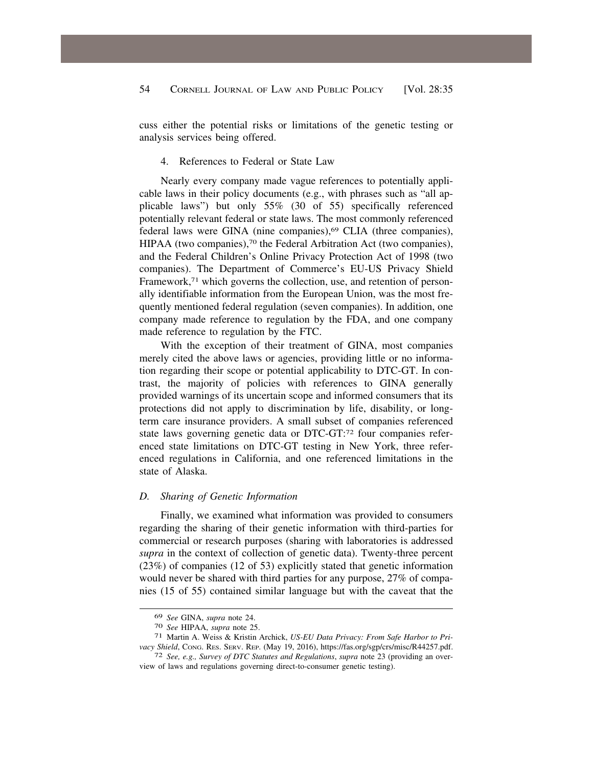cuss either the potential risks or limitations of the genetic testing or analysis services being offered.

#### 4. References to Federal or State Law

Nearly every company made vague references to potentially applicable laws in their policy documents (e.g., with phrases such as "all applicable laws") but only 55% (30 of 55) specifically referenced potentially relevant federal or state laws. The most commonly referenced federal laws were GINA (nine companies),[69] CLIA (three companies), HIPAA (two companies),[70] the Federal Arbitration Act (two companies), and the Federal Children's Online Privacy Protection Act of 1998 (two companies). The Department of Commerce's EU-US Privacy Shield Framework,[71] which governs the collection, use, and retention of personally identifiable information from the European Union, was the most frequently mentioned federal regulation (seven companies). In addition, one company made reference to regulation by the FDA, and one company made reference to regulation by the FTC.

With the exception of their treatment of GINA, most companies merely cited the above laws or agencies, providing little or no information regarding their scope or potential applicability to DTC-GT. In contrast, the majority of policies with references to GINA generally provided warnings of its uncertain scope and informed consumers that its protections did not apply to discrimination by life, disability, or long-term care insurance providers. A small subset of companies referenced state laws governing genetic data or DTC-GT:[72] four companies referenced state limitations on DTC-GT testing in New York, three referenced regulations in California, and one referenced limitations in the state of Alaska.

### *D. Sharing of Genetic Information*

Finally, we examined what information was provided to consumers regarding the sharing of their genetic information with third-parties for commercial or research purposes (sharing with laboratories is addressed *supra* in the context of collection of genetic data). Twenty-three percent (23%) of companies (12 of 53) explicitly stated that genetic information would never be shared with third parties for any purpose, 27% of companies (15 of 55) contained similar language but with the caveat that the

---

[69] *See* GINA, *supra* note 24.

[70] *See* HIPAA, *supra* note 25.

[71] Martin A. Weiss & Kristin Archick, *US-EU Data Privacy: From Safe Harbor to Privacy Shield*, CONG. RES. SERV. REP. (May 19, 2016), https://fas.org/sgp/crs/misc/R44257.pdf.

[72] *See, e.g., Survey of DTC Statutes and Regulations*, *supra* note 23 (providing an overview of laws and regulations governing direct-to-consumer genetic testing).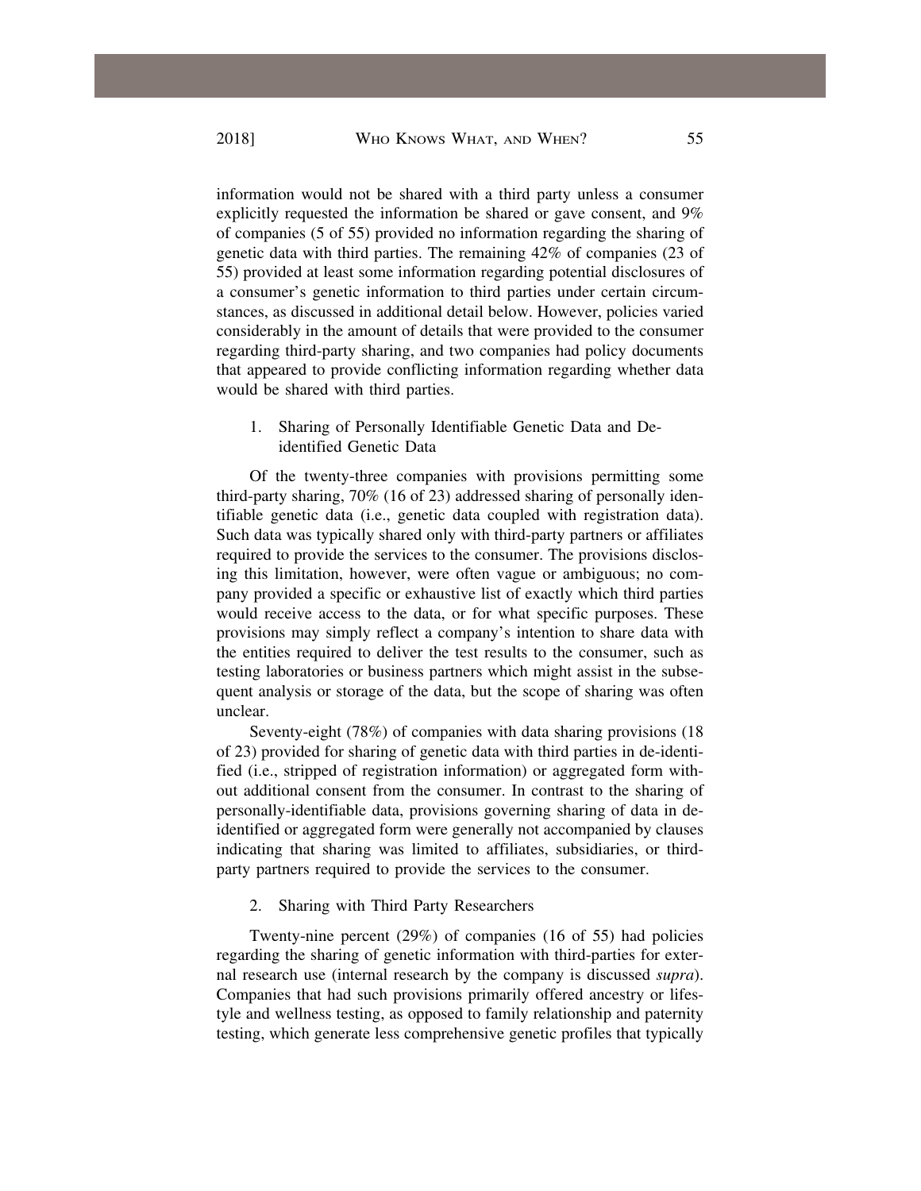information would not be shared with a third party unless a consumer explicitly requested the information be shared or gave consent, and 9% of companies (5 of 55) provided no information regarding the sharing of genetic data with third parties. The remaining 42% of companies (23 of 55) provided at least some information regarding potential disclosures of a consumer's genetic information to third parties under certain circumstances, as discussed in additional detail below. However, policies varied considerably in the amount of details that were provided to the consumer regarding third-party sharing, and two companies had policy documents that appeared to provide conflicting information regarding whether data would be shared with third parties.

### 1. Sharing of Personally Identifiable Genetic Data and De-identified Genetic Data

Of the twenty-three companies with provisions permitting some third-party sharing, 70% (16 of 23) addressed sharing of personally identifiable genetic data (i.e., genetic data coupled with registration data). Such data was typically shared only with third-party partners or affiliates required to provide the services to the consumer. The provisions disclosing this limitation, however, were often vague or ambiguous; no company provided a specific or exhaustive list of exactly which third parties would receive access to the data, or for what specific purposes. These provisions may simply reflect a company's intention to share data with the entities required to deliver the test results to the consumer, such as testing laboratories or business partners which might assist in the subsequent analysis or storage of the data, but the scope of sharing was often unclear.

Seventy-eight (78%) of companies with data sharing provisions (18 of 23) provided for sharing of genetic data with third parties in de-identified (i.e., stripped of registration information) or aggregated form without additional consent from the consumer. In contrast to the sharing of personally-identifiable data, provisions governing sharing of data in de-identified or aggregated form were generally not accompanied by clauses indicating that sharing was limited to affiliates, subsidiaries, or third-party partners required to provide the services to the consumer.

### 2. Sharing with Third Party Researchers

Twenty-nine percent (29%) of companies (16 of 55) had policies regarding the sharing of genetic information with third-parties for external research use (internal research by the company is discussed *supra*). Companies that had such provisions primarily offered ancestry or lifestyle and wellness testing, as opposed to family relationship and paternity testing, which generate less comprehensive genetic profiles that typically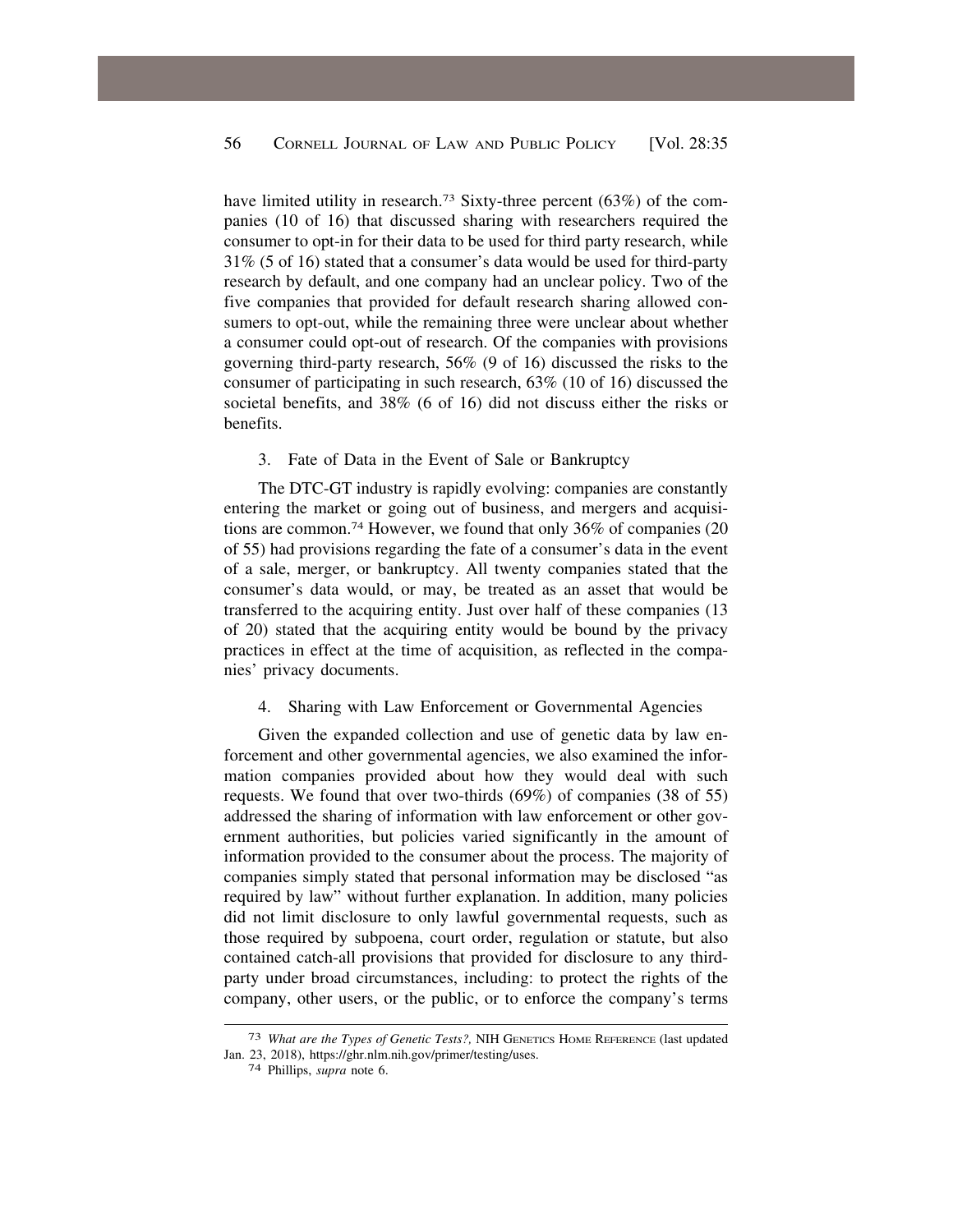have limited utility in research.[73] Sixty-three percent (63%) of the companies (10 of 16) that discussed sharing with researchers required the consumer to opt-in for their data to be used for third party research, while 31% (5 of 16) stated that a consumer's data would be used for third-party research by default, and one company had an unclear policy. Two of the five companies that provided for default research sharing allowed consumers to opt-out, while the remaining three were unclear about whether a consumer could opt-out of research. Of the companies with provisions governing third-party research, 56% (9 of 16) discussed the risks to the consumer of participating in such research, 63% (10 of 16) discussed the societal benefits, and 38% (6 of 16) did not discuss either the risks or benefits.

#### 3. Fate of Data in the Event of Sale or Bankruptcy

The DTC-GT industry is rapidly evolving: companies are constantly entering the market or going out of business, and mergers and acquisitions are common.[74] However, we found that only 36% of companies (20 of 55) had provisions regarding the fate of a consumer's data in the event of a sale, merger, or bankruptcy. All twenty companies stated that the consumer's data would, or may, be treated as an asset that would be transferred to the acquiring entity. Just over half of these companies (13 of 20) stated that the acquiring entity would be bound by the privacy practices in effect at the time of acquisition, as reflected in the companies' privacy documents.

#### 4. Sharing with Law Enforcement or Governmental Agencies

Given the expanded collection and use of genetic data by law enforcement and other governmental agencies, we also examined the information companies provided about how they would deal with such requests. We found that over two-thirds (69%) of companies (38 of 55) addressed the sharing of information with law enforcement or other government authorities, but policies varied significantly in the amount of information provided to the consumer about the process. The majority of companies simply stated that personal information may be disclosed "as required by law" without further explanation. In addition, many policies did not limit disclosure to only lawful governmental requests, such as those required by subpoena, court order, regulation or statute, but also contained catch-all provisions that provided for disclosure to any third-party under broad circumstances, including: to protect the rights of the company, other users, or the public, or to enforce the company's terms

---

[73] *What are the Types of Genetic Tests?*, NIH Genetics Home Reference (last updated Jan. 23, 2018), https://ghr.nlm.nih.gov/primer/testing/uses.

[74] Phillips, *supra* note 6.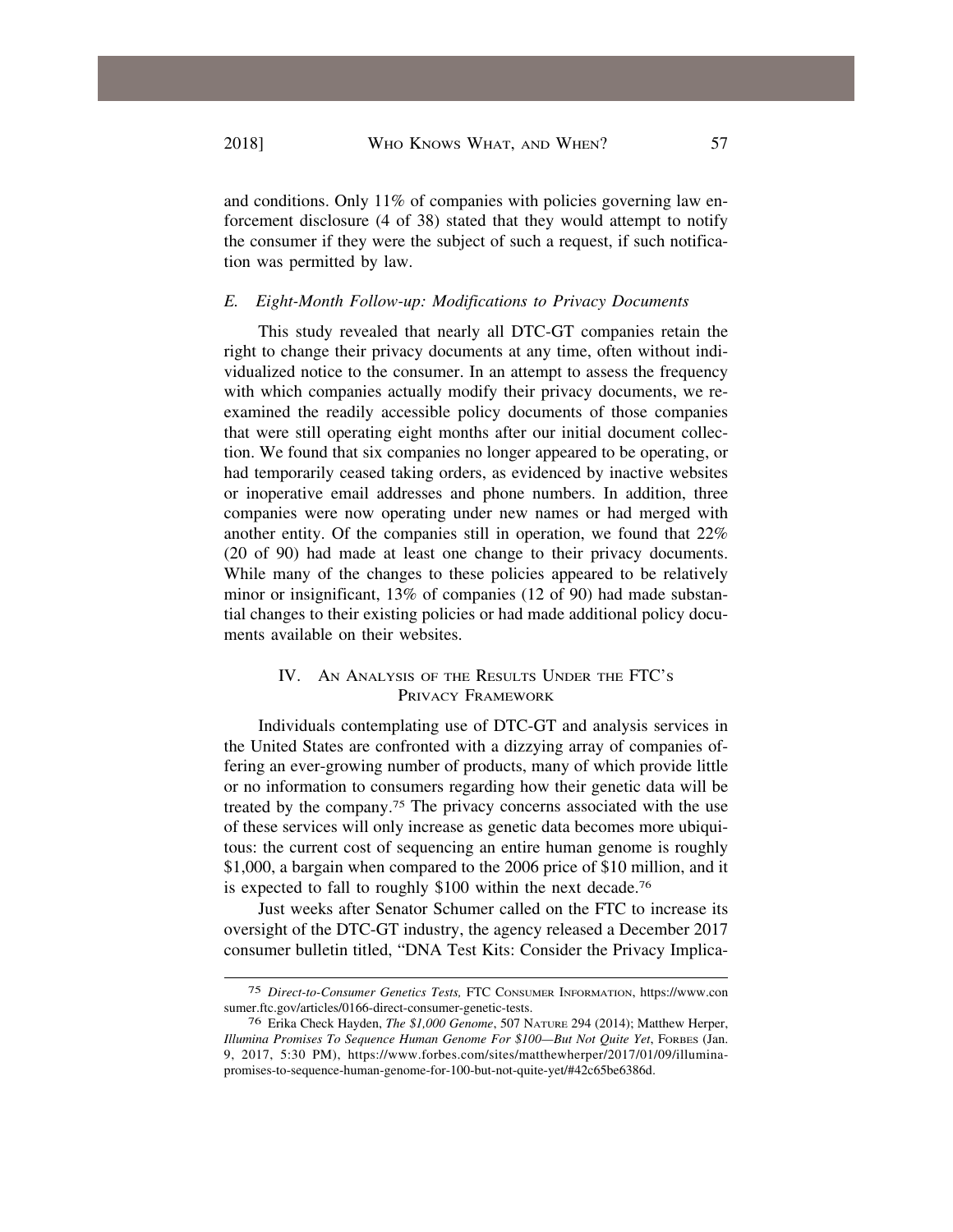and conditions. Only 11% of companies with policies governing law enforcement disclosure (4 of 38) stated that they would attempt to notify the consumer if they were the subject of such a request, if such notification was permitted by law.

### *E. Eight-Month Follow-up: Modifications to Privacy Documents*

This study revealed that nearly all DTC-GT companies retain the right to change their privacy documents at any time, often without individualized notice to the consumer. In an attempt to assess the frequency with which companies actually modify their privacy documents, we reexamined the readily accessible policy documents of those companies that were still operating eight months after our initial document collection. We found that six companies no longer appeared to be operating, or had temporarily ceased taking orders, as evidenced by inactive websites or inoperative email addresses and phone numbers. In addition, three companies were now operating under new names or had merged with another entity. Of the companies still in operation, we found that 22% (20 of 90) had made at least one change to their privacy documents. While many of the changes to these policies appeared to be relatively minor or insignificant, 13% of companies (12 of 90) had made substantial changes to their existing policies or had made additional policy documents available on their websites.

## IV. An Analysis of the Results Under the FTC's Privacy Framework

Individuals contemplating use of DTC-GT and analysis services in the United States are confronted with a dizzying array of companies offering an ever-growing number of products, many of which provide little or no information to consumers regarding how their genetic data will be treated by the company.[75] The privacy concerns associated with the use of these services will only increase as genetic data becomes more ubiquitous: the current cost of sequencing an entire human genome is roughly $1,000, a bargain when compared to the 2006 price of $10 million, and it is expected to fall to roughly $100 within the next decade.[76]

Just weeks after Senator Schumer called on the FTC to increase its oversight of the DTC-GT industry, the agency released a December 2017 consumer bulletin titled, "DNA Test Kits: Consider the Privacy Implica-

---

[75] *Direct-to-Consumer Genetics Tests,* FTC Consumer Information, https://www.consumer.ftc.gov/articles/0166-direct-consumer-genetic-tests.

[76] Erika Check Hayden, *The $1,000 Genome*, 507 Nature 294 (2014); Matthew Herper, *Illumina Promises To Sequence Human Genome For $100—But Not Quite Yet*, Forbes (Jan. 9, 2017, 5:30 PM), https://www.forbes.com/sites/matthewherper/2017/01/09/illumina-promises-to-sequence-human-genome-for-100-but-not-quite-yet/#42c65be6386d.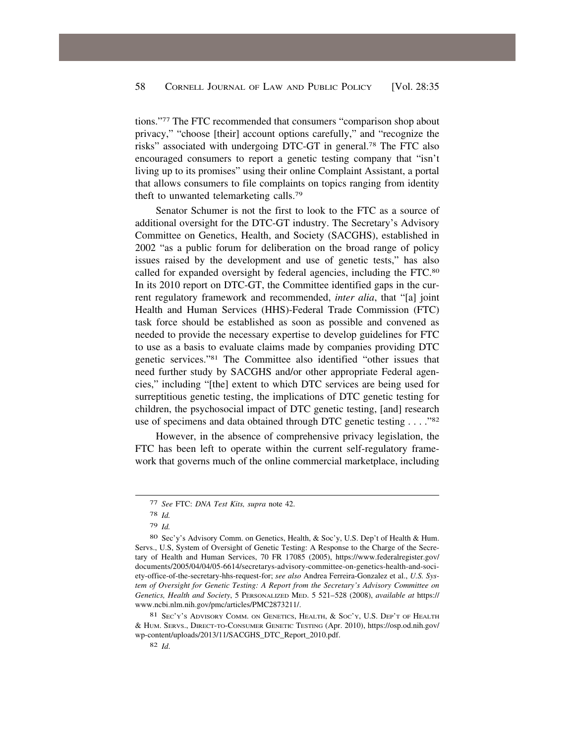tions."[77] The FTC recommended that consumers "comparison shop about privacy," "choose [their] account options carefully," and "recognize the risks" associated with undergoing DTC-GT in general.[78] The FTC also encouraged consumers to report a genetic testing company that "isn't living up to its promises" using their online Complaint Assistant, a portal that allows consumers to file complaints on topics ranging from identity theft to unwanted telemarketing calls.[79]

Senator Schumer is not the first to look to the FTC as a source of additional oversight for the DTC-GT industry. The Secretary's Advisory Committee on Genetics, Health, and Society (SACGHS), established in 2002 "as a public forum for deliberation on the broad range of policy issues raised by the development and use of genetic tests," has also called for expanded oversight by federal agencies, including the FTC.[80] In its 2010 report on DTC-GT, the Committee identified gaps in the current regulatory framework and recommended, *inter alia*, that "[a] joint Health and Human Services (HHS)-Federal Trade Commission (FTC) task force should be established as soon as possible and convened as needed to provide the necessary expertise to develop guidelines for FTC to use as a basis to evaluate claims made by companies providing DTC genetic services."[81] The Committee also identified "other issues that need further study by SACGHS and/or other appropriate Federal agencies," including "[the] extent to which DTC services are being used for surreptitious genetic testing, the implications of DTC genetic testing for children, the psychosocial impact of DTC genetic testing, [and] research use of specimens and data obtained through DTC genetic testing . . . ."[82]

However, in the absence of comprehensive privacy legislation, the FTC has been left to operate within the current self-regulatory framework that governs much of the online commercial marketplace, including

---

77 *See* FTC: *DNA Test Kits, supra* note 42.

78 *Id.*

79 *Id.*

80 Sec'y's Advisory Comm. on Genetics, Health, & Soc'y, U.S. Dep't of Health & Hum. Servs., U.S, System of Oversight of Genetic Testing: A Response to the Charge of the Secretary of Health and Human Services, 70 FR 17085 (2005), https://www.federalregister.gov/documents/2005/04/04/05-6614/secretarys-advisory-committee-on-genetics-health-and-society-office-of-the-secretary-hhs-request-for; *see also* Andrea Ferreira-Gonzalez et al., *U.S. System of Oversight for Genetic Testing: A Report from the Secretary's Advisory Committee on Genetics, Health and Society*, 5 PERSONALIZED MED. 5 521–528 (2008), *available at* https://www.ncbi.nlm.nih.gov/pmc/articles/PMC2873211/.

81 SEC'Y'S ADVISORY COMM. ON GENETICS, HEALTH, & SOC'Y, U.S. DEP'T OF HEALTH & HUM. SERVS., DIRECT-TO-CONSUMER GENETIC TESTING (Apr. 2010), https://osp.od.nih.gov/wp-content/uploads/2013/11/SACGHS_DTC_Report_2010.pdf.

82 *Id.*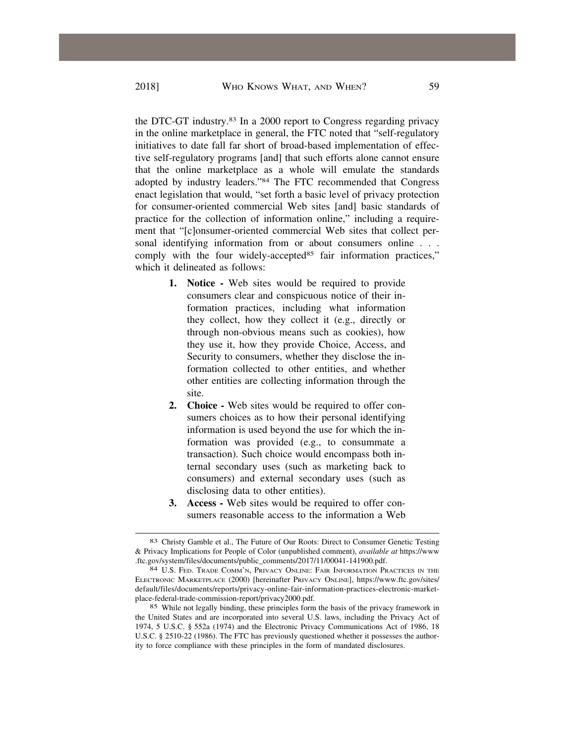the DTC-GT industry.[83] In a 2000 report to Congress regarding privacy in the online marketplace in general, the FTC noted that "self-regulatory initiatives to date fall far short of broad-based implementation of effective self-regulatory programs [and] that such efforts alone cannot ensure that the online marketplace as a whole will emulate the standards adopted by industry leaders."[84] The FTC recommended that Congress enact legislation that would, "set forth a basic level of privacy protection for consumer-oriented commercial Web sites [and] basic standards of practice for the collection of information online," including a requirement that "[c]onsumer-oriented commercial Web sites that collect personal identifying information from or about consumers online . . . comply with the four widely-accepted[85] fair information practices," which it delineated as follows:

1. **Notice -** Web sites would be required to provide consumers clear and conspicuous notice of their information practices, including what information they collect, how they collect it (e.g., directly or through non-obvious means such as cookies), how they use it, how they provide Choice, Access, and Security to consumers, whether they disclose the information collected to other entities, and whether other entities are collecting information through the site.
2. **Choice -** Web sites would be required to offer consumers choices as to how their personal identifying information is used beyond the use for which the information was provided (e.g., to consummate a transaction). Such choice would encompass both internal secondary uses (such as marketing back to consumers) and external secondary uses (such as disclosing data to other entities).
3. **Access -** Web sites would be required to offer consumers reasonable access to the information a Web

---

[83] Christy Gamble et al., The Future of Our Roots: Direct to Consumer Genetic Testing & Privacy Implications for People of Color (unpublished comment), *available at* https://www.ftc.gov/system/files/documents/public_comments/2017/11/00041-141900.pdf.

[84] U.S. Fed. Trade Comm'n, Privacy Online: Fair Information Practices in the Electronic Marketplace (2000) [hereinafter Privacy Online], https://www.ftc.gov/sites/default/files/documents/reports/privacy-online-fair-information-practices-electronic-marketplace-federal-trade-commission-report/privacy2000.pdf.

[85] While not legally binding, these principles form the basis of the privacy framework in the United States and are incorporated into several U.S. laws, including the Privacy Act of 1974, 5 U.S.C. § 552a (1974) and the Electronic Privacy Communications Act of 1986, 18 U.S.C. § 2510-22 (1986). The FTC has previously questioned whether it possesses the authority to force compliance with these principles in the form of mandated disclosures.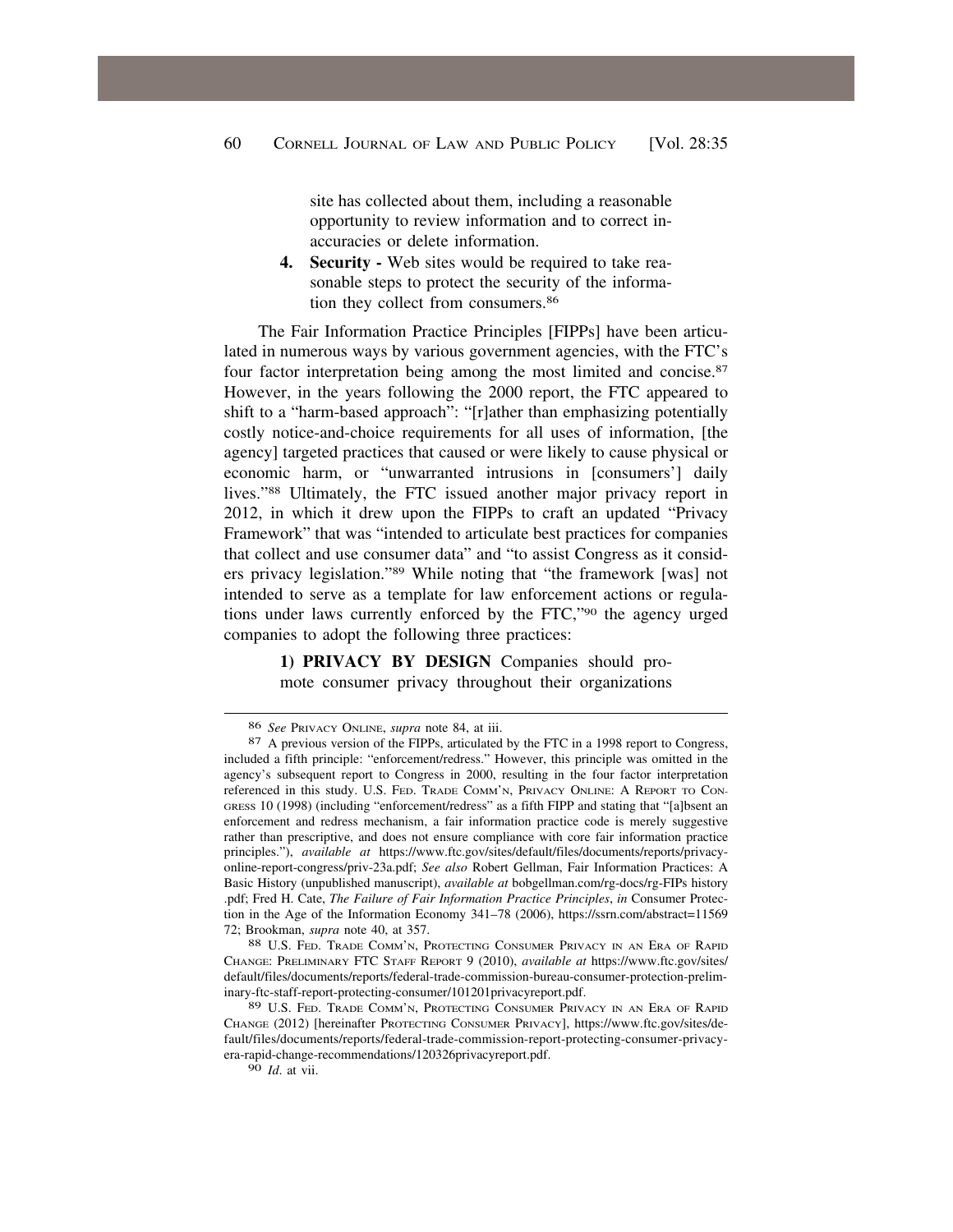site has collected about them, including a reasonable opportunity to review information and to correct inaccuracies or delete information.

4. **Security -** Web sites would be required to take reasonable steps to protect the security of the information they collect from consumers.[86]

The Fair Information Practice Principles [FIPPs] have been articulated in numerous ways by various government agencies, with the FTC's four factor interpretation being among the most limited and concise.[87] However, in the years following the 2000 report, the FTC appeared to shift to a "harm-based approach": "[r]ather than emphasizing potentially costly notice-and-choice requirements for all uses of information, [the agency] targeted practices that caused or were likely to cause physical or economic harm, or "unwarranted intrusions in [consumers'] daily lives."[88] Ultimately, the FTC issued another major privacy report in 2012, in which it drew upon the FIPPs to craft an updated "Privacy Framework" that was "intended to articulate best practices for companies that collect and use consumer data" and "to assist Congress as it considers privacy legislation."[89] While noting that "the framework [was] not intended to serve as a template for law enforcement actions or regulations under laws currently enforced by the FTC,"[90] the agency urged companies to adopt the following three practices:

**1) PRIVACY BY DESIGN** Companies should promote consumer privacy throughout their organizations

---

[86] *See* PRIVACY ONLINE, *supra* note 84, at iii.

[87] A previous version of the FIPPs, articulated by the FTC in a 1998 report to Congress, included a fifth principle: "enforcement/redress." However, this principle was omitted in the agency's subsequent report to Congress in 2000, resulting in the four factor interpretation referenced in this study. U.S. FED. TRADE COMM'N, PRIVACY ONLINE: A REPORT TO CONGRESS 10 (1998) (including "enforcement/redress" as a fifth FIPP and stating that "[a]bsent an enforcement and redress mechanism, a fair information practice code is merely suggestive rather than prescriptive, and does not ensure compliance with core fair information practice principles."), *available at* https://www.ftc.gov/sites/default/files/documents/reports/privacy-online-report-congress/priv-23a.pdf; *See also* Robert Gellman, Fair Information Practices: A Basic History (unpublished manuscript), *available at* bobgellman.com/rg-docs/rg-FIPs history .pdf; Fred H. Cate, *The Failure of Fair Information Practice Principles*, *in* Consumer Protection in the Age of the Information Economy 341–78 (2006), https://ssrn.com/abstract=1156972; Brookman, *supra* note 40, at 357.

[88] U.S. FED. TRADE COMM'N, PROTECTING CONSUMER PRIVACY IN AN ERA OF RAPID CHANGE: PRELIMINARY FTC STAFF REPORT 9 (2010), *available at* https://www.ftc.gov/sites/default/files/documents/reports/federal-trade-commission-bureau-consumer-protection-preliminary-ftc-staff-report-protecting-consumer/101201privacyreport.pdf.

[89] U.S. FED. TRADE COMM'N, PROTECTING CONSUMER PRIVACY IN AN ERA OF RAPID CHANGE (2012) [hereinafter PROTECTING CONSUMER PRIVACY], https://www.ftc.gov/sites/default/files/documents/reports/federal-trade-commission-report-protecting-consumer-privacy-era-rapid-change-recommendations/120326privacyreport.pdf.

[90] *Id.* at vii.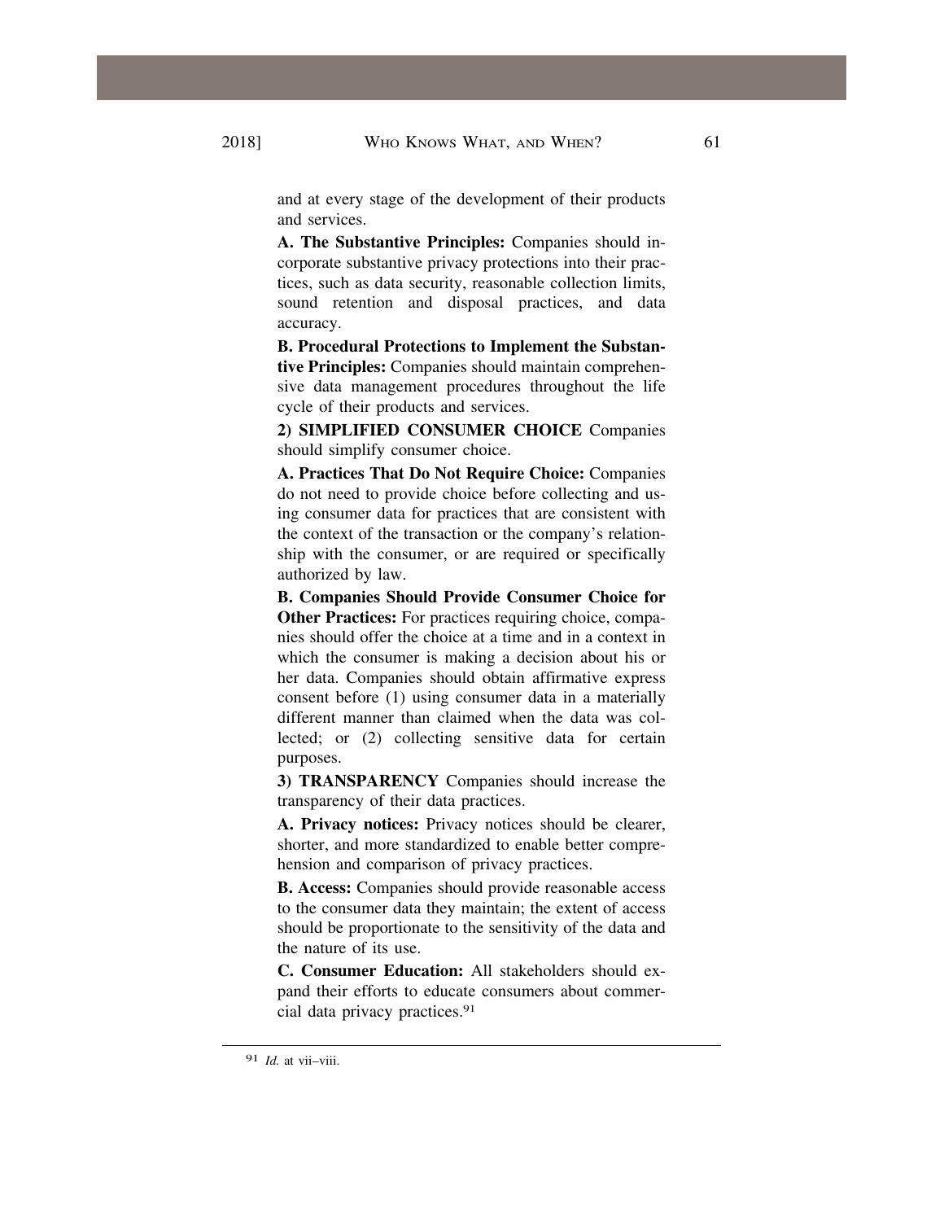and at every stage of the development of their products and services.

**A. The Substantive Principles:** Companies should incorporate substantive privacy protections into their practices, such as data security, reasonable collection limits, sound retention and disposal practices, and data accuracy.

**B. Procedural Protections to Implement the Substantive Principles:** Companies should maintain comprehensive data management procedures throughout the life cycle of their products and services.

**2) SIMPLIFIED CONSUMER CHOICE** Companies should simplify consumer choice.

**A. Practices That Do Not Require Choice:** Companies do not need to provide choice before collecting and using consumer data for practices that are consistent with the context of the transaction or the company's relationship with the consumer, or are required or specifically authorized by law.

**B. Companies Should Provide Consumer Choice for Other Practices:** For practices requiring choice, companies should offer the choice at a time and in a context in which the consumer is making a decision about his or her data. Companies should obtain affirmative express consent before (1) using consumer data in a materially different manner than claimed when the data was collected; or (2) collecting sensitive data for certain purposes.

**3) TRANSPARENCY** Companies should increase the transparency of their data practices.

**A. Privacy notices:** Privacy notices should be clearer, shorter, and more standardized to enable better comprehension and comparison of privacy practices.

**B. Access:** Companies should provide reasonable access to the consumer data they maintain; the extent of access should be proportionate to the sensitivity of the data and the nature of its use.

**C. Consumer Education:** All stakeholders should expand their efforts to educate consumers about commercial data privacy practices.[91]

---

[91] *Id.* at vii–viii.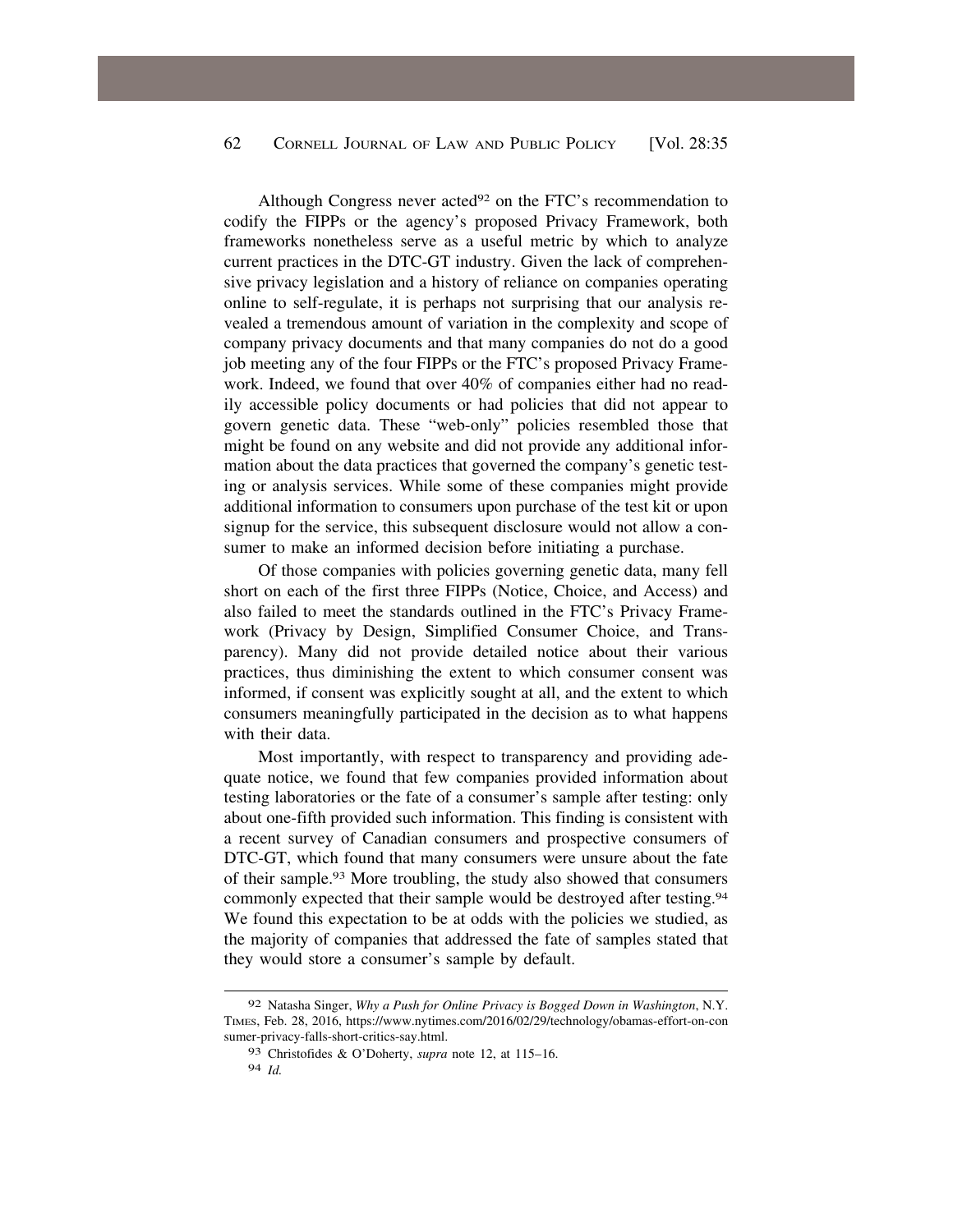Although Congress never acted[92] on the FTC's recommendation to codify the FIPPs or the agency's proposed Privacy Framework, both frameworks nonetheless serve as a useful metric by which to analyze current practices in the DTC-GT industry. Given the lack of comprehensive privacy legislation and a history of reliance on companies operating online to self-regulate, it is perhaps not surprising that our analysis revealed a tremendous amount of variation in the complexity and scope of company privacy documents and that many companies do not do a good job meeting any of the four FIPPs or the FTC's proposed Privacy Framework. Indeed, we found that over 40% of companies either had no readily accessible policy documents or had policies that did not appear to govern genetic data. These "web-only" policies resembled those that might be found on any website and did not provide any additional information about the data practices that governed the company's genetic testing or analysis services. While some of these companies might provide additional information to consumers upon purchase of the test kit or upon signup for the service, this subsequent disclosure would not allow a consumer to make an informed decision before initiating a purchase.

Of those companies with policies governing genetic data, many fell short on each of the first three FIPPs (Notice, Choice, and Access) and also failed to meet the standards outlined in the FTC's Privacy Framework (Privacy by Design, Simplified Consumer Choice, and Transparency). Many did not provide detailed notice about their various practices, thus diminishing the extent to which consumer consent was informed, if consent was explicitly sought at all, and the extent to which consumers meaningfully participated in the decision as to what happens with their data.

Most importantly, with respect to transparency and providing adequate notice, we found that few companies provided information about testing laboratories or the fate of a consumer's sample after testing: only about one-fifth provided such information. This finding is consistent with a recent survey of Canadian consumers and prospective consumers of DTC-GT, which found that many consumers were unsure about the fate of their sample.[93] More troubling, the study also showed that consumers commonly expected that their sample would be destroyed after testing.[94] We found this expectation to be at odds with the policies we studied, as the majority of companies that addressed the fate of samples stated that they would store a consumer's sample by default.

---

[92] Natasha Singer, *Why a Push for Online Privacy is Bogged Down in Washington*, N.Y. TIMES, Feb. 28, 2016, https://www.nytimes.com/2016/02/29/technology/obamas-effort-on-consumer-privacy-falls-short-critics-say.html.

[93] Christofides & O'Doherty, *supra* note 12, at 115–16.

[94] *Id.*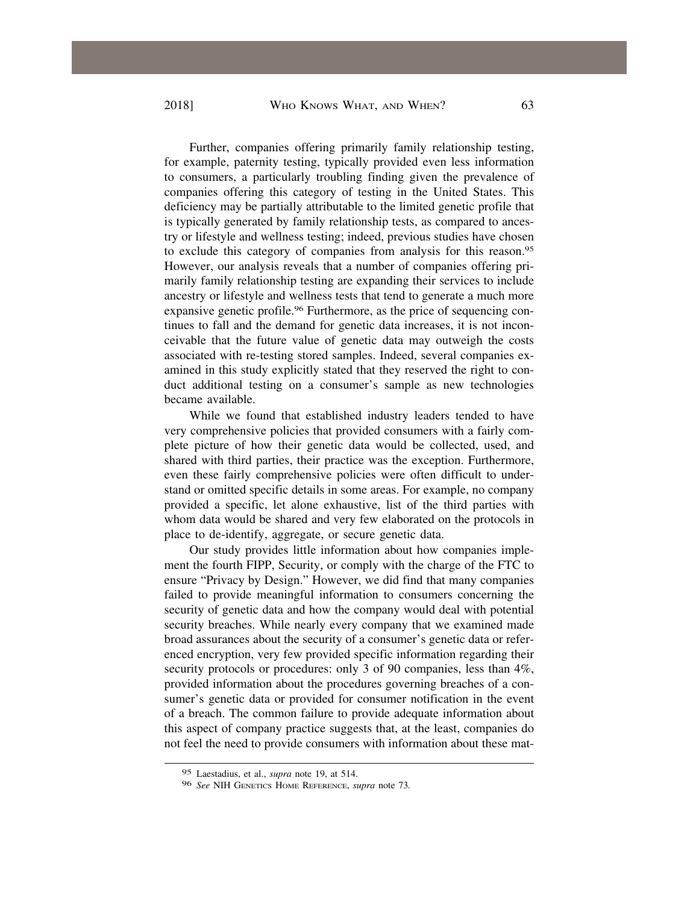Further, companies offering primarily family relationship testing, for example, paternity testing, typically provided even less information to consumers, a particularly troubling finding given the prevalence of companies offering this category of testing in the United States. This deficiency may be partially attributable to the limited genetic profile that is typically generated by family relationship tests, as compared to ancestry or lifestyle and wellness testing; indeed, previous studies have chosen to exclude this category of companies from analysis for this reason.[95] However, our analysis reveals that a number of companies offering primarily family relationship testing are expanding their services to include ancestry or lifestyle and wellness tests that tend to generate a much more expansive genetic profile.[96] Furthermore, as the price of sequencing continues to fall and the demand for genetic data increases, it is not inconceivable that the future value of genetic data may outweigh the costs associated with re-testing stored samples. Indeed, several companies examined in this study explicitly stated that they reserved the right to conduct additional testing on a consumer's sample as new technologies became available.

While we found that established industry leaders tended to have very comprehensive policies that provided consumers with a fairly complete picture of how their genetic data would be collected, used, and shared with third parties, their practice was the exception. Furthermore, even these fairly comprehensive policies were often difficult to understand or omitted specific details in some areas. For example, no company provided a specific, let alone exhaustive, list of the third parties with whom data would be shared and very few elaborated on the protocols in place to de-identify, aggregate, or secure genetic data.

Our study provides little information about how companies implement the fourth FIPP, Security, or comply with the charge of the FTC to ensure "Privacy by Design." However, we did find that many companies failed to provide meaningful information to consumers concerning the security of genetic data and how the company would deal with potential security breaches. While nearly every company that we examined made broad assurances about the security of a consumer's genetic data or referenced encryption, very few provided specific information regarding their security protocols or procedures: only 3 of 90 companies, less than 4%, provided information about the procedures governing breaches of a consumer's genetic data or provided for consumer notification in the event of a breach. The common failure to provide adequate information about this aspect of company practice suggests that, at the least, companies do not feel the need to provide consumers with information about these mat-

---

[95] Laestadius, et al., *supra* note 19, at 514.

[96] *See* NIH GENETICS HOME REFERENCE, *supra* note 73.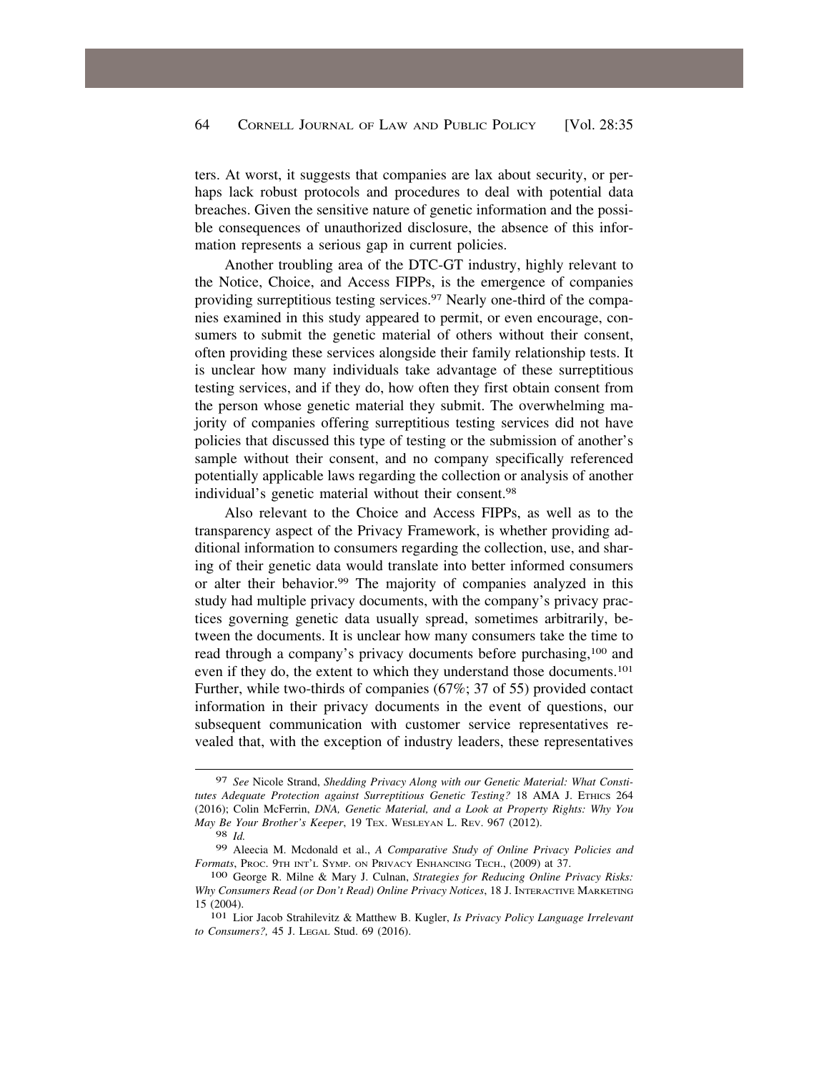ters. At worst, it suggests that companies are lax about security, or perhaps lack robust protocols and procedures to deal with potential data breaches. Given the sensitive nature of genetic information and the possible consequences of unauthorized disclosure, the absence of this information represents a serious gap in current policies.

Another troubling area of the DTC-GT industry, highly relevant to the Notice, Choice, and Access FIPPs, is the emergence of companies providing surreptitious testing services.[97] Nearly one-third of the companies examined in this study appeared to permit, or even encourage, consumers to submit the genetic material of others without their consent, often providing these services alongside their family relationship tests. It is unclear how many individuals take advantage of these surreptitious testing services, and if they do, how often they first obtain consent from the person whose genetic material they submit. The overwhelming majority of companies offering surreptitious testing services did not have policies that discussed this type of testing or the submission of another's sample without their consent, and no company specifically referenced potentially applicable laws regarding the collection or analysis of another individual's genetic material without their consent.[98]

Also relevant to the Choice and Access FIPPs, as well as to the transparency aspect of the Privacy Framework, is whether providing additional information to consumers regarding the collection, use, and sharing of their genetic data would translate into better informed consumers or alter their behavior.[99] The majority of companies analyzed in this study had multiple privacy documents, with the company's privacy practices governing genetic data usually spread, sometimes arbitrarily, between the documents. It is unclear how many consumers take the time to read through a company's privacy documents before purchasing,[100] and even if they do, the extent to which they understand those documents.[101] Further, while two-thirds of companies (67%; 37 of 55) provided contact information in their privacy documents in the event of questions, our subsequent communication with customer service representatives revealed that, with the exception of industry leaders, these representatives

---

97 *See* Nicole Strand, *Shedding Privacy Along with our Genetic Material: What Constitutes Adequate Protection against Surreptitious Genetic Testing?* 18 AMA J. Ethics 264 (2016); Colin McFerrin, *DNA, Genetic Material, and a Look at Property Rights: Why You May Be Your Brother's Keeper*, 19 Tex. Wesleyan L. Rev. 967 (2012).

98 *Id.*

99 Aleecia M. Mcdonald et al., *A Comparative Study of Online Privacy Policies and Formats*, Proc. 9th Int'l Symp. on Privacy Enhancing Tech., (2009) at 37.

100 George R. Milne & Mary J. Culnan, *Strategies for Reducing Online Privacy Risks: Why Consumers Read (or Don't Read) Online Privacy Notices*, 18 J. Interactive Marketing 15 (2004).

101 Lior Jacob Strahilevitz & Matthew B. Kugler, *Is Privacy Policy Language Irrelevant to Consumers?,* 45 J. Legal Stud. 69 (2016).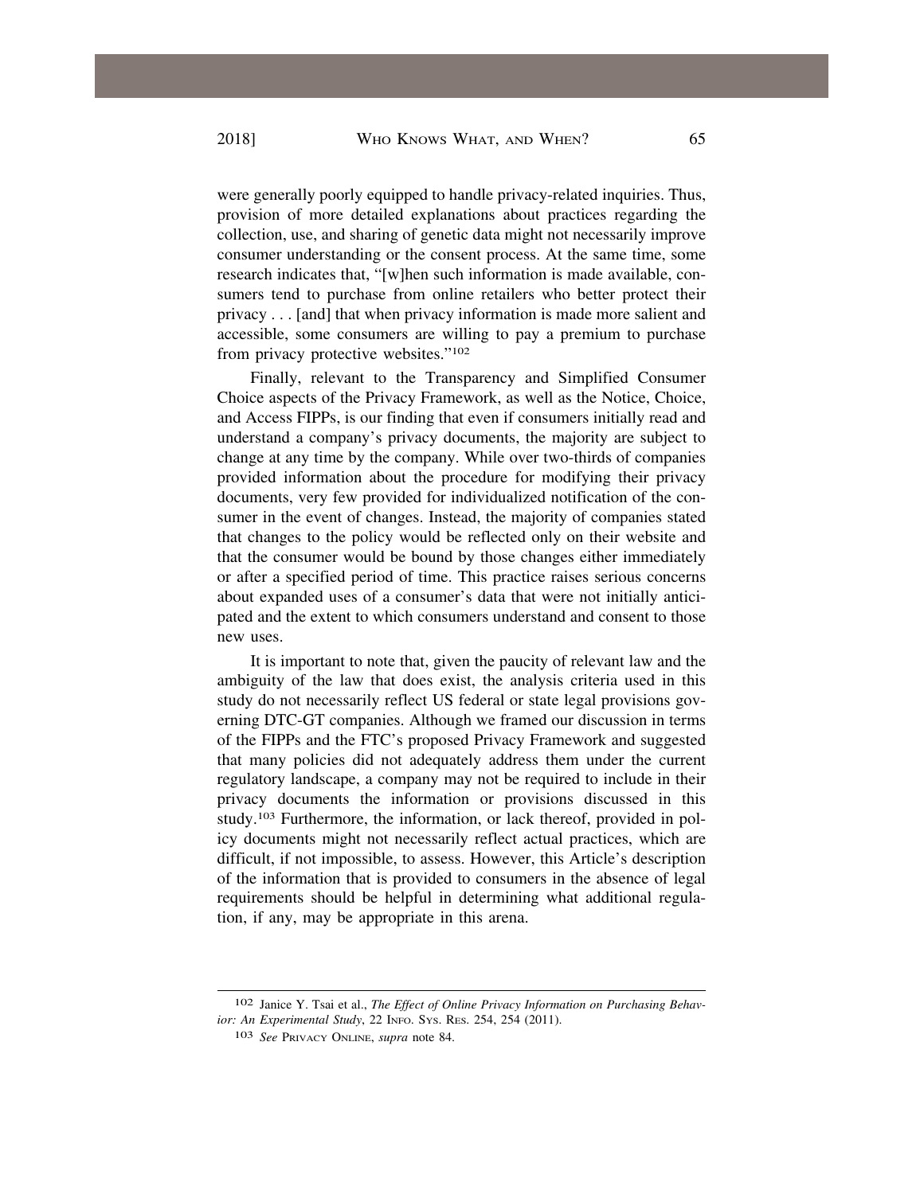were generally poorly equipped to handle privacy-related inquiries. Thus, provision of more detailed explanations about practices regarding the collection, use, and sharing of genetic data might not necessarily improve consumer understanding or the consent process. At the same time, some research indicates that, "[w]hen such information is made available, consumers tend to purchase from online retailers who better protect their privacy . . . [and] that when privacy information is made more salient and accessible, some consumers are willing to pay a premium to purchase from privacy protective websites."[102]

Finally, relevant to the Transparency and Simplified Consumer Choice aspects of the Privacy Framework, as well as the Notice, Choice, and Access FIPPs, is our finding that even if consumers initially read and understand a company's privacy documents, the majority are subject to change at any time by the company. While over two-thirds of companies provided information about the procedure for modifying their privacy documents, very few provided for individualized notification of the consumer in the event of changes. Instead, the majority of companies stated that changes to the policy would be reflected only on their website and that the consumer would be bound by those changes either immediately or after a specified period of time. This practice raises serious concerns about expanded uses of a consumer's data that were not initially anticipated and the extent to which consumers understand and consent to those new uses.

It is important to note that, given the paucity of relevant law and the ambiguity of the law that does exist, the analysis criteria used in this study do not necessarily reflect US federal or state legal provisions governing DTC-GT companies. Although we framed our discussion in terms of the FIPPs and the FTC's proposed Privacy Framework and suggested that many policies did not adequately address them under the current regulatory landscape, a company may not be required to include in their privacy documents the information or provisions discussed in this study.[103] Furthermore, the information, or lack thereof, provided in policy documents might not necessarily reflect actual practices, which are difficult, if not impossible, to assess. However, this Article's description of the information that is provided to consumers in the absence of legal requirements should be helpful in determining what additional regulation, if any, may be appropriate in this arena.

---

[102] Janice Y. Tsai et al., *The Effect of Online Privacy Information on Purchasing Behavior: An Experimental Study*, 22 INFO. SYS. RES. 254, 254 (2011).

[103] *See* PRIVACY ONLINE, *supra* note 84.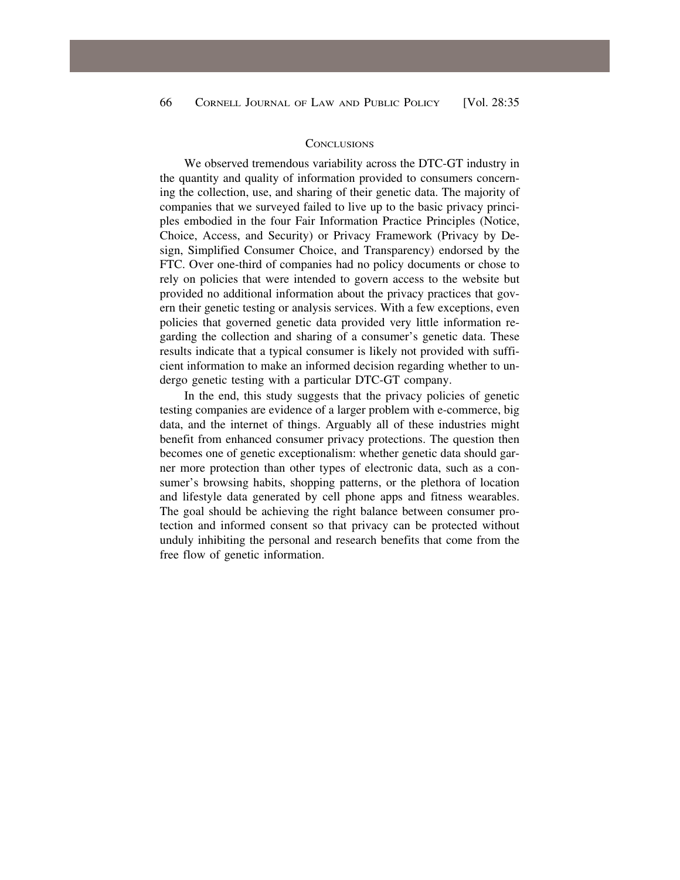## CONCLUSIONS

We observed tremendous variability across the DTC-GT industry in the quantity and quality of information provided to consumers concerning the collection, use, and sharing of their genetic data. The majority of companies that we surveyed failed to live up to the basic privacy principles embodied in the four Fair Information Practice Principles (Notice, Choice, Access, and Security) or Privacy Framework (Privacy by Design, Simplified Consumer Choice, and Transparency) endorsed by the FTC. Over one-third of companies had no policy documents or chose to rely on policies that were intended to govern access to the website but provided no additional information about the privacy practices that govern their genetic testing or analysis services. With a few exceptions, even policies that governed genetic data provided very little information regarding the collection and sharing of a consumer's genetic data. These results indicate that a typical consumer is likely not provided with sufficient information to make an informed decision regarding whether to undergo genetic testing with a particular DTC-GT company.

In the end, this study suggests that the privacy policies of genetic testing companies are evidence of a larger problem with e-commerce, big data, and the internet of things. Arguably all of these industries might benefit from enhanced consumer privacy protections. The question then becomes one of genetic exceptionalism: whether genetic data should garner more protection than other types of electronic data, such as a consumer's browsing habits, shopping patterns, or the plethora of location and lifestyle data generated by cell phone apps and fitness wearables. The goal should be achieving the right balance between consumer protection and informed consent so that privacy can be protected without unduly inhibiting the personal and research benefits that come from the free flow of genetic information.